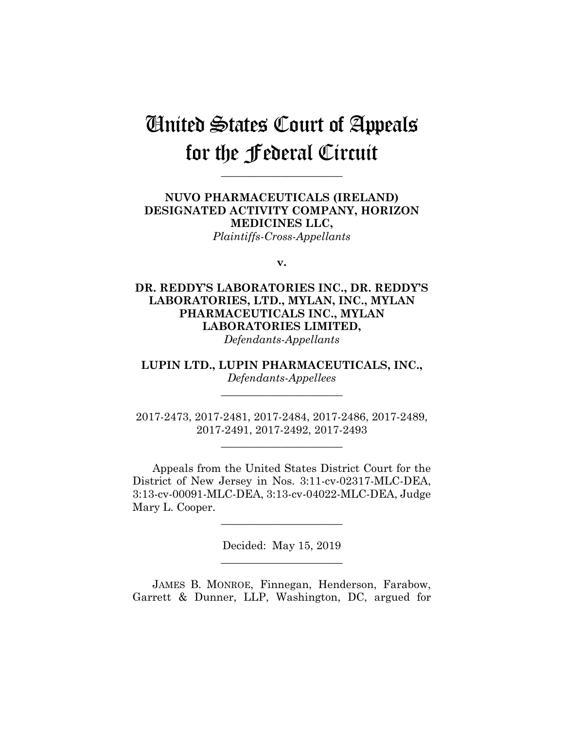# United States Court of Appeals for the Federal Circuit

______________________

**NUVO PHARMACEUTICALS (IRELAND) DESIGNATED ACTIVITY COMPANY, HORIZON MEDICINES LLC,**
*Plaintiffs-Cross-Appellants*

**v.**

**DR. REDDY'S LABORATORIES INC., DR. REDDY'S LABORATORIES, LTD., MYLAN, INC., MYLAN PHARMACEUTICALS INC., MYLAN LABORATORIES LIMITED,**
*Defendants-Appellants*

**LUPIN LTD., LUPIN PHARMACEUTICALS, INC.,**
*Defendants-Appellees*

______________________

2017-2473, 2017-2481, 2017-2484, 2017-2486, 2017-2489, 2017-2491, 2017-2492, 2017-2493

______________________

Appeals from the United States District Court for the District of New Jersey in Nos. 3:11-cv-02317-MLC-DEA, 3:13-cv-00091-MLC-DEA, 3:13-cv-04022-MLC-DEA, Judge Mary L. Cooper.

______________________

Decided: May 15, 2019

______________________

JAMES B. MONROE, Finnegan, Henderson, Farabow, Garrett & Dunner, LLP, Washington, DC, argued for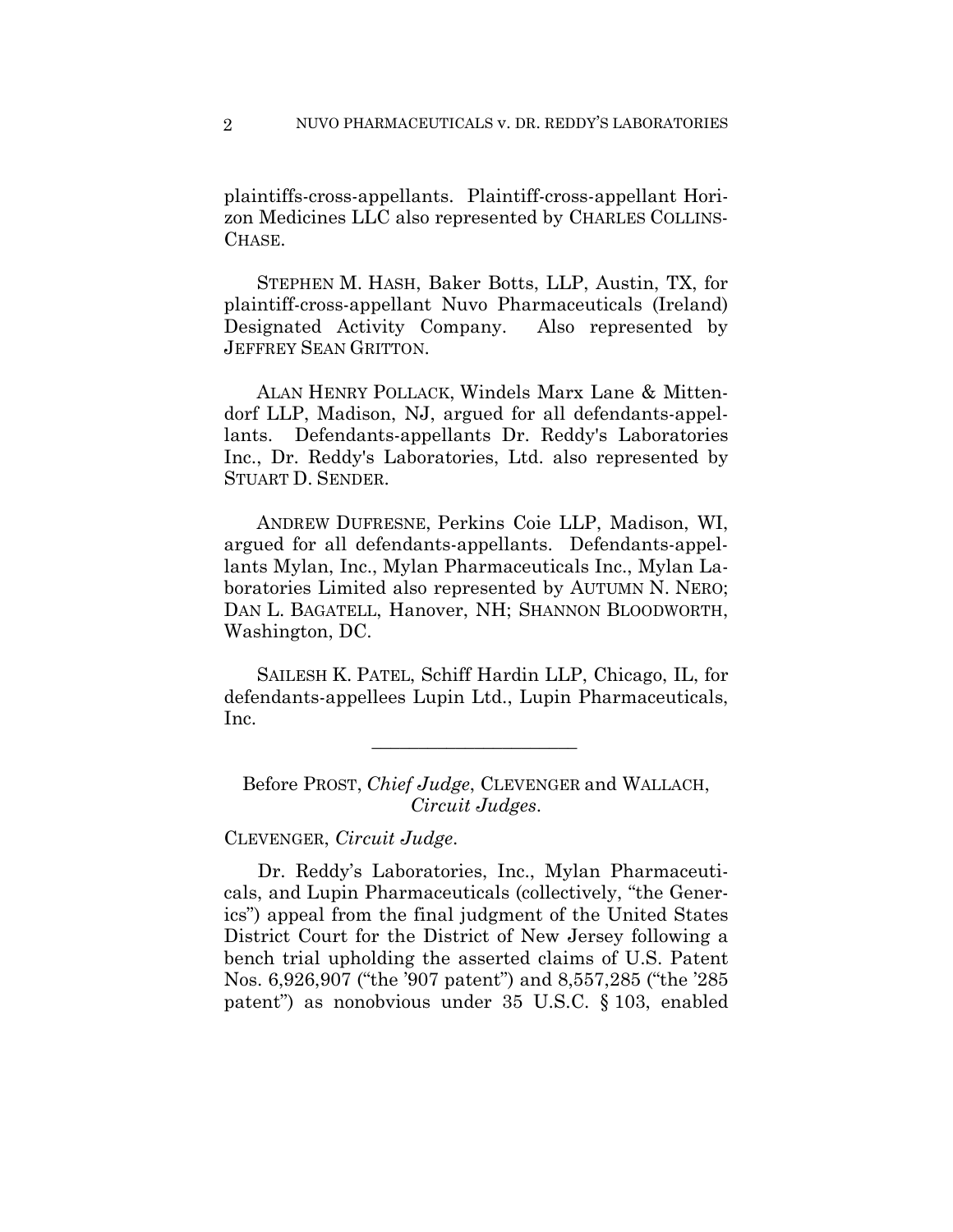plaintiffs-cross-appellants. Plaintiff-cross-appellant Horizon Medicines LLC also represented by CHARLES COLLINS-CHASE.

STEPHEN M. HASH, Baker Botts, LLP, Austin, TX, for plaintiff-cross-appellant Nuvo Pharmaceuticals (Ireland) Designated Activity Company. Also represented by JEFFREY SEAN GRITTON.

ALAN HENRY POLLACK, Windels Marx Lane & Mittendorf LLP, Madison, NJ, argued for all defendants-appellants. Defendants-appellants Dr. Reddy's Laboratories Inc., Dr. Reddy's Laboratories, Ltd. also represented by STUART D. SENDER.

ANDREW DUFRESNE, Perkins Coie LLP, Madison, WI, argued for all defendants-appellants. Defendants-appellants Mylan, Inc., Mylan Pharmaceuticals Inc., Mylan Laboratories Limited also represented by AUTUMN N. NERO; DAN L. BAGATELL, Hanover, NH; SHANNON BLOODWORTH, Washington, DC.

SAILESH K. PATEL, Schiff Hardin LLP, Chicago, IL, for defendants-appellees Lupin Ltd., Lupin Pharmaceuticals, Inc.

---

Before PROST, *Chief Judge*, CLEVENGER and WALLACH, *Circuit Judges*.

CLEVENGER, *Circuit Judge*.

Dr. Reddy's Laboratories, Inc., Mylan Pharmaceuticals, and Lupin Pharmaceuticals (collectively, "the Generics") appeal from the final judgment of the United States District Court for the District of New Jersey following a bench trial upholding the asserted claims of U.S. Patent Nos. 6,926,907 ("the '907 patent") and 8,557,285 ("the '285 patent") as nonobvious under 35 U.S.C. § 103, enabled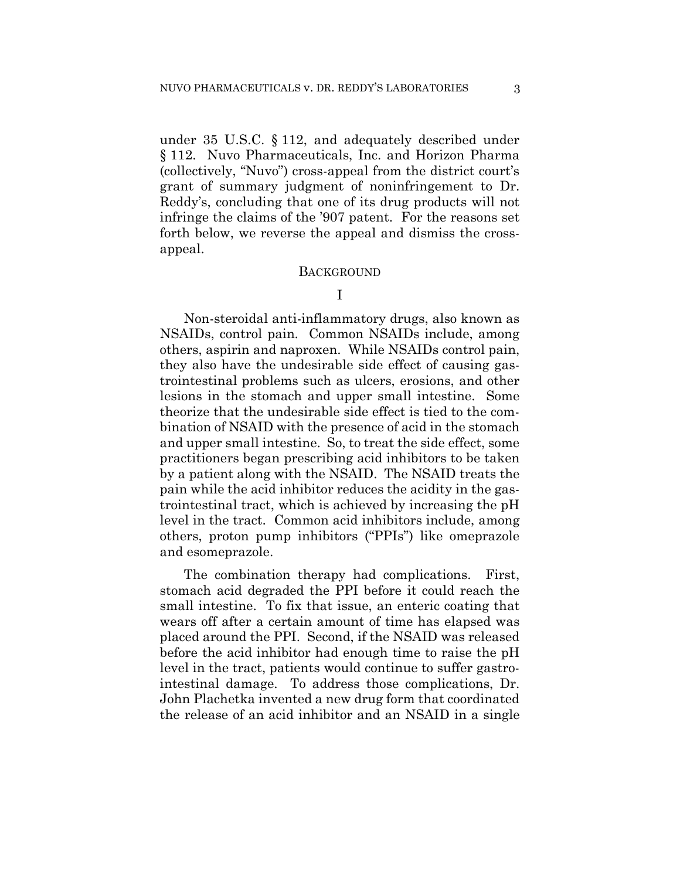under 35 U.S.C. § 112, and adequately described under § 112. Nuvo Pharmaceuticals, Inc. and Horizon Pharma (collectively, "Nuvo") cross-appeal from the district court's grant of summary judgment of noninfringement to Dr. Reddy's, concluding that one of its drug products will not infringe the claims of the '907 patent. For the reasons set forth below, we reverse the appeal and dismiss the cross-appeal.

## BACKGROUND

### I

Non-steroidal anti-inflammatory drugs, also known as NSAIDs, control pain. Common NSAIDs include, among others, aspirin and naproxen. While NSAIDs control pain, they also have the undesirable side effect of causing gastrointestinal problems such as ulcers, erosions, and other lesions in the stomach and upper small intestine. Some theorize that the undesirable side effect is tied to the combination of NSAID with the presence of acid in the stomach and upper small intestine. So, to treat the side effect, some practitioners began prescribing acid inhibitors to be taken by a patient along with the NSAID. The NSAID treats the pain while the acid inhibitor reduces the acidity in the gastrointestinal tract, which is achieved by increasing the pH level in the tract. Common acid inhibitors include, among others, proton pump inhibitors ("PPIs") like omeprazole and esomeprazole.

The combination therapy had complications. First, stomach acid degraded the PPI before it could reach the small intestine. To fix that issue, an enteric coating that wears off after a certain amount of time has elapsed was placed around the PPI. Second, if the NSAID was released before the acid inhibitor had enough time to raise the pH level in the tract, patients would continue to suffer gastrointestinal damage. To address those complications, Dr. John Plachetka invented a new drug form that coordinated the release of an acid inhibitor and an NSAID in a single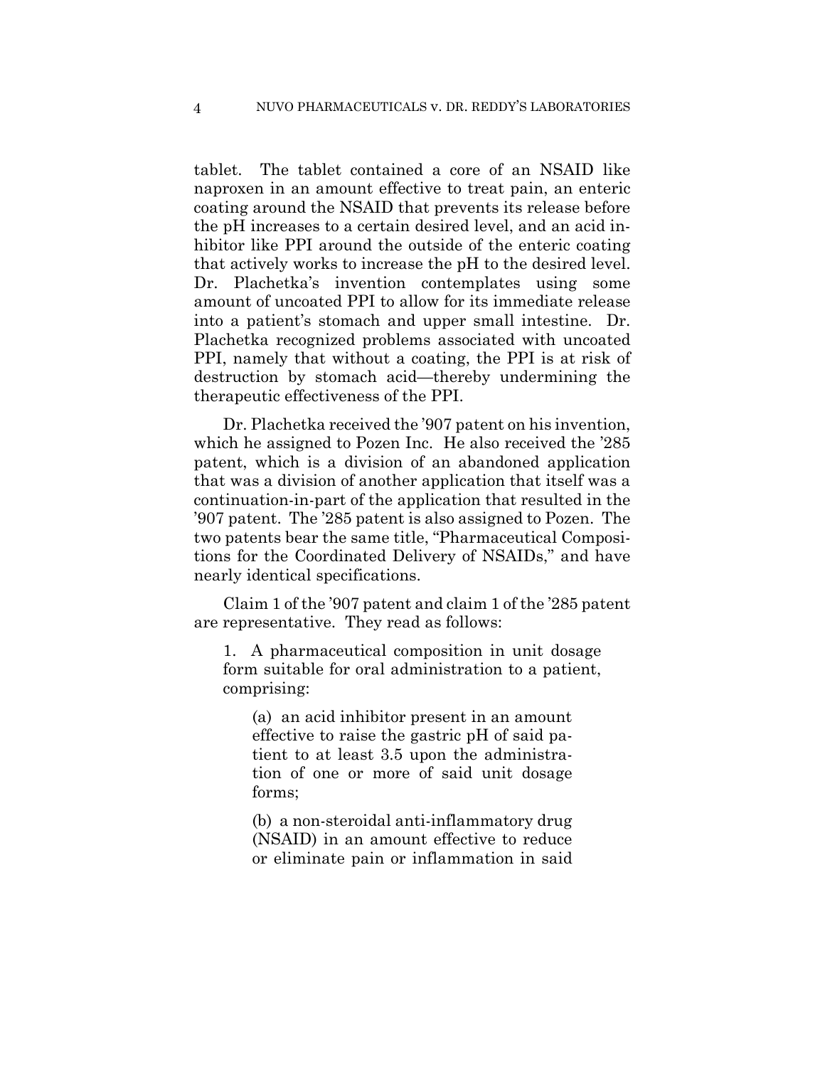tablet. The tablet contained a core of an NSAID like naproxen in an amount effective to treat pain, an enteric coating around the NSAID that prevents its release before the pH increases to a certain desired level, and an acid inhibitor like PPI around the outside of the enteric coating that actively works to increase the pH to the desired level. Dr. Plachetka's invention contemplates using some amount of uncoated PPI to allow for its immediate release into a patient's stomach and upper small intestine. Dr. Plachetka recognized problems associated with uncoated PPI, namely that without a coating, the PPI is at risk of destruction by stomach acid—thereby undermining the therapeutic effectiveness of the PPI.

Dr. Plachetka received the '907 patent on his invention, which he assigned to Pozen Inc. He also received the '285 patent, which is a division of an abandoned application that was a division of another application that itself was a continuation-in-part of the application that resulted in the '907 patent. The '285 patent is also assigned to Pozen. The two patents bear the same title, "Pharmaceutical Compositions for the Coordinated Delivery of NSAIDs," and have nearly identical specifications.

Claim 1 of the '907 patent and claim 1 of the '285 patent are representative. They read as follows:

> 1. A pharmaceutical composition in unit dosage form suitable for oral administration to a patient, comprising:
>
> > (a) an acid inhibitor present in an amount effective to raise the gastric pH of said patient to at least 3.5 upon the administration of one or more of said unit dosage forms;
> >
> > (b) a non-steroidal anti-inflammatory drug (NSAID) in an amount effective to reduce or eliminate pain or inflammation in said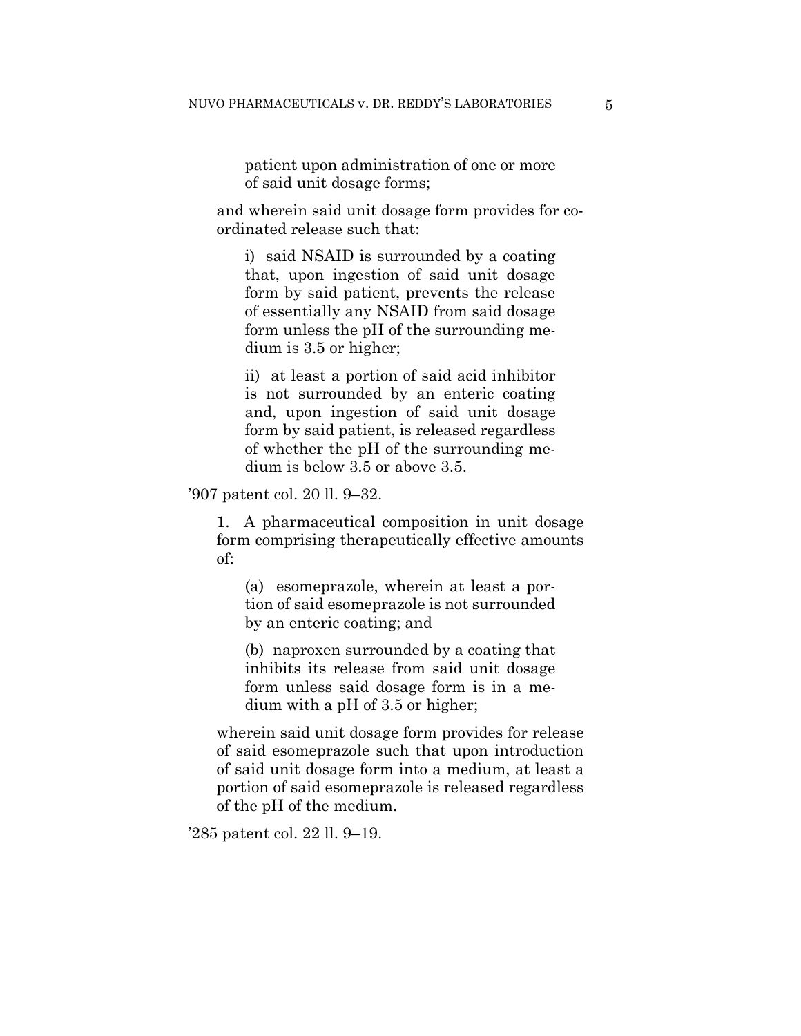> patient upon administration of one or more of said unit dosage forms;
>
> and wherein said unit dosage form provides for coordinated release such that:
>
> > i) said NSAID is surrounded by a coating that, upon ingestion of said unit dosage form by said patient, prevents the release of essentially any NSAID from said dosage form unless the pH of the surrounding medium is 3.5 or higher;
> >
> > ii) at least a portion of said acid inhibitor is not surrounded by an enteric coating and, upon ingestion of said unit dosage form by said patient, is released regardless of whether the pH of the surrounding medium is below 3.5 or above 3.5.

'907 patent col. 20 ll. 9–32.

> 1. A pharmaceutical composition in unit dosage form comprising therapeutically effective amounts of:
>
> > (a) esomeprazole, wherein at least a portion of said esomeprazole is not surrounded by an enteric coating; and
> >
> > (b) naproxen surrounded by a coating that inhibits its release from said unit dosage form unless said dosage form is in a medium with a pH of 3.5 or higher;
>
> wherein said unit dosage form provides for release of said esomeprazole such that upon introduction of said unit dosage form into a medium, at least a portion of said esomeprazole is released regardless of the pH of the medium.

'285 patent col. 22 ll. 9–19.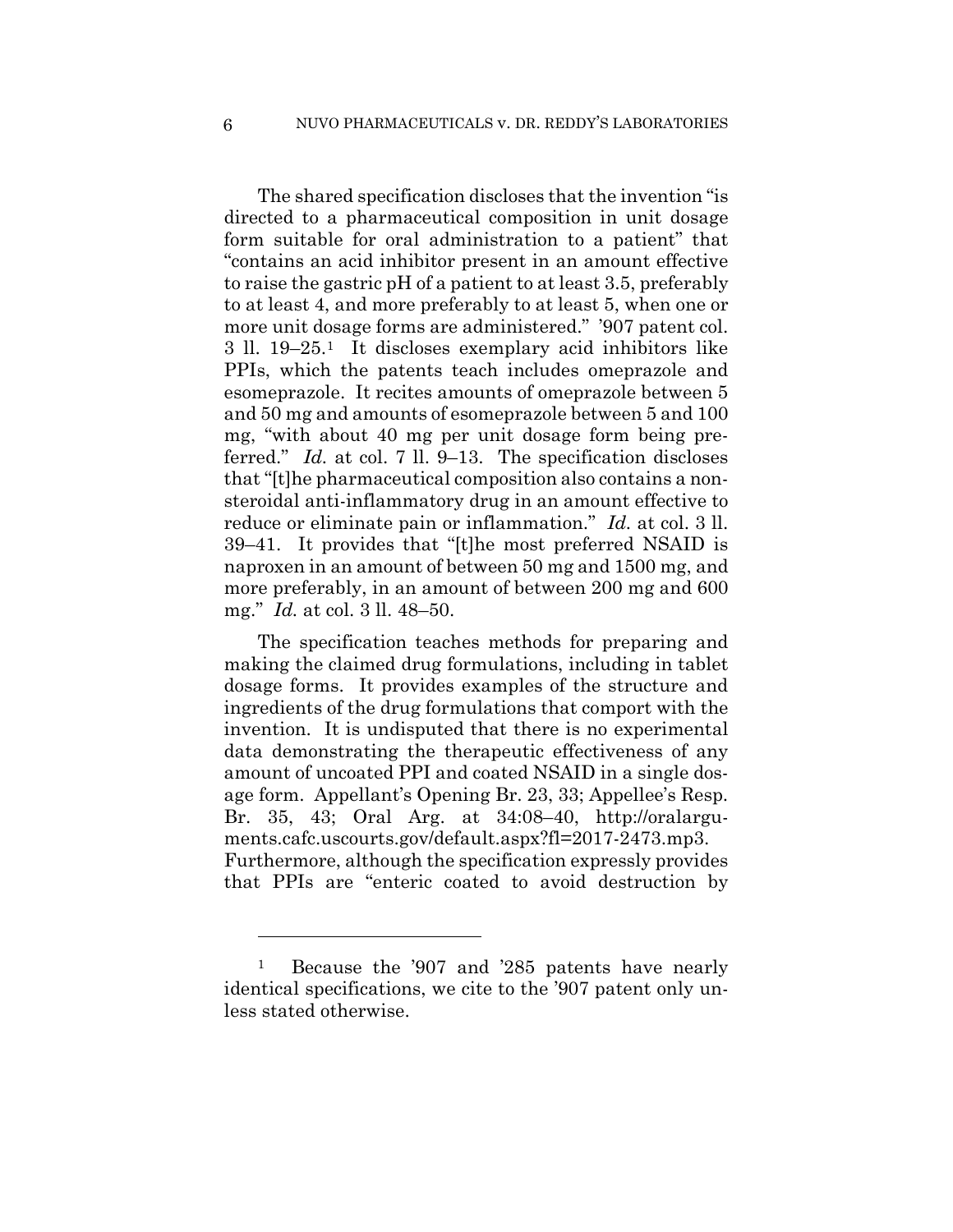The shared specification discloses that the invention "is directed to a pharmaceutical composition in unit dosage form suitable for oral administration to a patient" that "contains an acid inhibitor present in an amount effective to raise the gastric pH of a patient to at least 3.5, preferably to at least 4, and more preferably to at least 5, when one or more unit dosage forms are administered." '907 patent col. 3 ll. 19–25.[1] It discloses exemplary acid inhibitors like PPIs, which the patents teach includes omeprazole and esomeprazole. It recites amounts of omeprazole between 5 and 50 mg and amounts of esomeprazole between 5 and 100 mg, "with about 40 mg per unit dosage form being preferred." *Id.* at col. 7 ll. 9–13. The specification discloses that "[t]he pharmaceutical composition also contains a nonsteroidal anti-inflammatory drug in an amount effective to reduce or eliminate pain or inflammation." *Id.* at col. 3 ll. 39–41. It provides that "[t]he most preferred NSAID is naproxen in an amount of between 50 mg and 1500 mg, and more preferably, in an amount of between 200 mg and 600 mg." *Id.* at col. 3 ll. 48–50.

The specification teaches methods for preparing and making the claimed drug formulations, including in tablet dosage forms. It provides examples of the structure and ingredients of the drug formulations that comport with the invention. It is undisputed that there is no experimental data demonstrating the therapeutic effectiveness of any amount of uncoated PPI and coated NSAID in a single dosage form. Appellant's Opening Br. 23, 33; Appellee's Resp. Br. 35, 43; Oral Arg. at 34:08–40, http://oralarguments.cafc.uscourts.gov/default.aspx?fl=2017-2473.mp3. Furthermore, although the specification expressly provides that PPIs are "enteric coated to avoid destruction by

---

[1] Because the '907 and '285 patents have nearly identical specifications, we cite to the '907 patent only unless stated otherwise.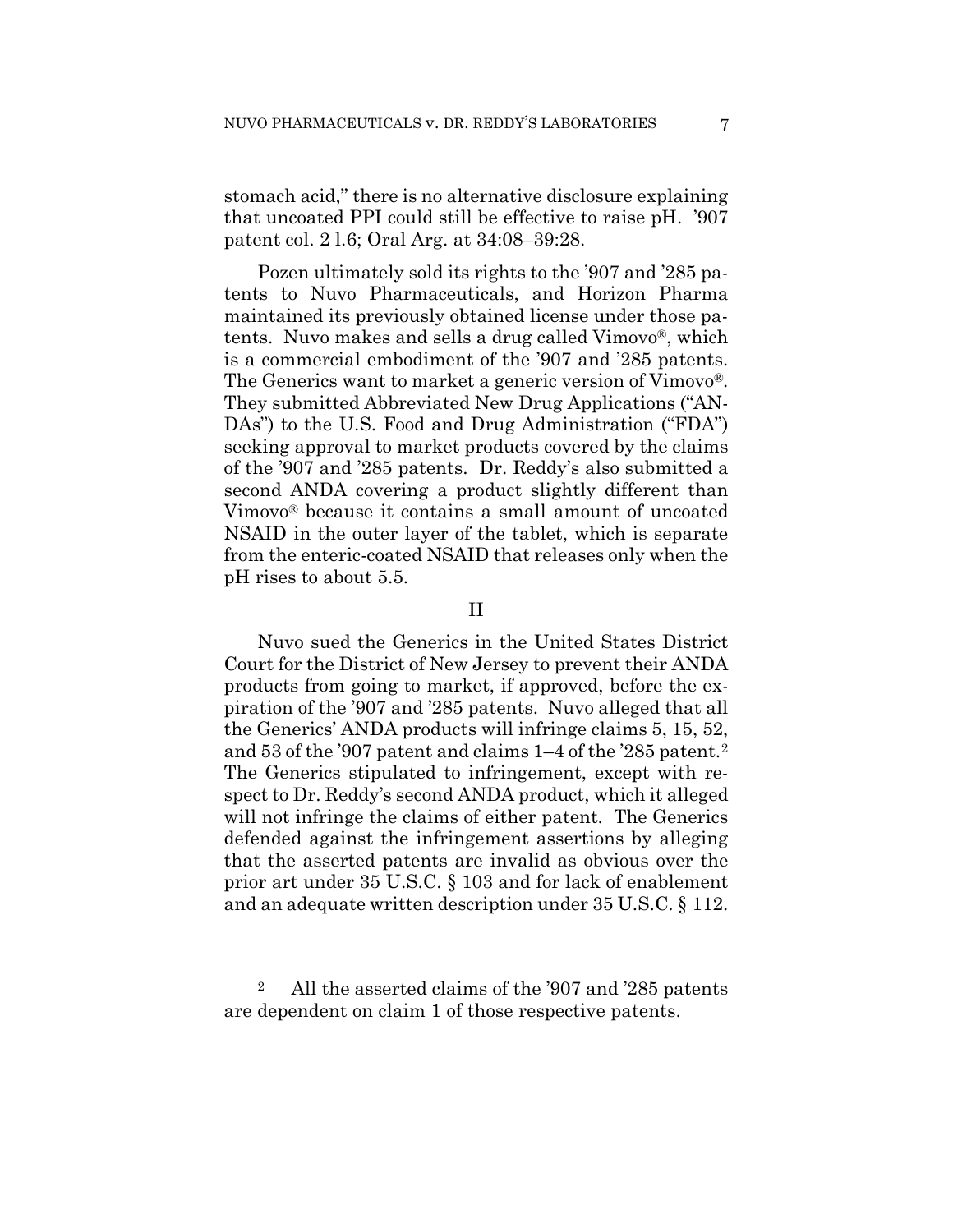stomach acid," there is no alternative disclosure explaining that uncoated PPI could still be effective to raise pH. '907 patent col. 2 l.6; Oral Arg. at 34:08–39:28.

Pozen ultimately sold its rights to the '907 and '285 patents to Nuvo Pharmaceuticals, and Horizon Pharma maintained its previously obtained license under those patents. Nuvo makes and sells a drug called Vimovo®, which is a commercial embodiment of the '907 and '285 patents. The Generics want to market a generic version of Vimovo®. They submitted Abbreviated New Drug Applications ("ANDAs") to the U.S. Food and Drug Administration ("FDA") seeking approval to market products covered by the claims of the '907 and '285 patents. Dr. Reddy's also submitted a second ANDA covering a product slightly different than Vimovo® because it contains a small amount of uncoated NSAID in the outer layer of the tablet, which is separate from the enteric-coated NSAID that releases only when the pH rises to about 5.5.

## II

Nuvo sued the Generics in the United States District Court for the District of New Jersey to prevent their ANDA products from going to market, if approved, before the expiration of the '907 and '285 patents. Nuvo alleged that all the Generics' ANDA products will infringe claims 5, 15, 52, and 53 of the '907 patent and claims 1–4 of the '285 patent.[2] The Generics stipulated to infringement, except with respect to Dr. Reddy's second ANDA product, which it alleged will not infringe the claims of either patent. The Generics defended against the infringement assertions by alleging that the asserted patents are invalid as obvious over the prior art under 35 U.S.C. § 103 and for lack of enablement and an adequate written description under 35 U.S.C. § 112.

---

[2] All the asserted claims of the '907 and '285 patents are dependent on claim 1 of those respective patents.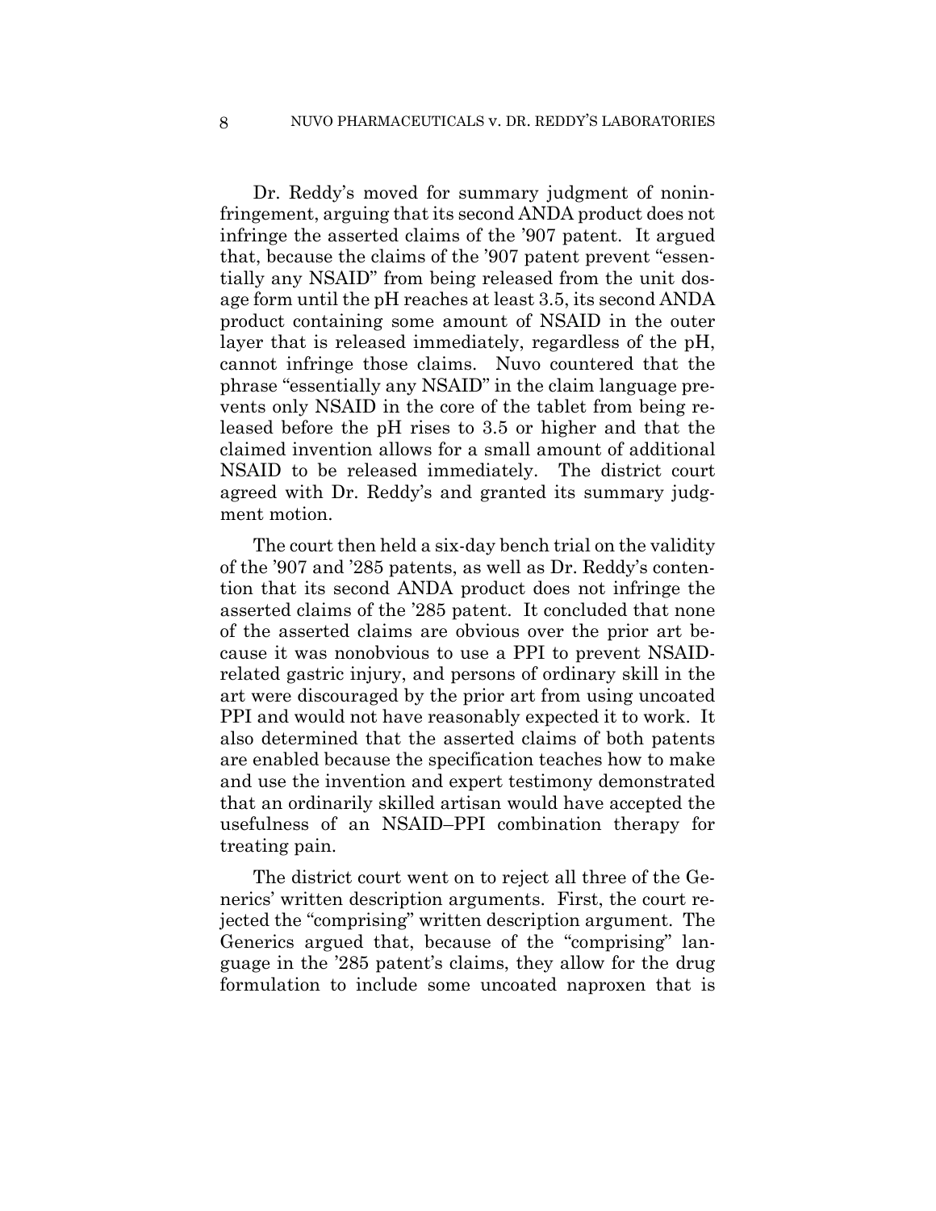Dr. Reddy's moved for summary judgment of noninfringement, arguing that its second ANDA product does not infringe the asserted claims of the '907 patent. It argued that, because the claims of the '907 patent prevent "essentially any NSAID" from being released from the unit dosage form until the pH reaches at least 3.5, its second ANDA product containing some amount of NSAID in the outer layer that is released immediately, regardless of the pH, cannot infringe those claims. Nuvo countered that the phrase "essentially any NSAID" in the claim language prevents only NSAID in the core of the tablet from being released before the pH rises to 3.5 or higher and that the claimed invention allows for a small amount of additional NSAID to be released immediately. The district court agreed with Dr. Reddy's and granted its summary judgment motion.

The court then held a six-day bench trial on the validity of the '907 and '285 patents, as well as Dr. Reddy's contention that its second ANDA product does not infringe the asserted claims of the '285 patent. It concluded that none of the asserted claims are obvious over the prior art because it was nonobvious to use a PPI to prevent NSAID-related gastric injury, and persons of ordinary skill in the art were discouraged by the prior art from using uncoated PPI and would not have reasonably expected it to work. It also determined that the asserted claims of both patents are enabled because the specification teaches how to make and use the invention and expert testimony demonstrated that an ordinarily skilled artisan would have accepted the usefulness of an NSAID–PPI combination therapy for treating pain.

The district court went on to reject all three of the Generics' written description arguments. First, the court rejected the "comprising" written description argument. The Generics argued that, because of the "comprising" language in the '285 patent's claims, they allow for the drug formulation to include some uncoated naproxen that is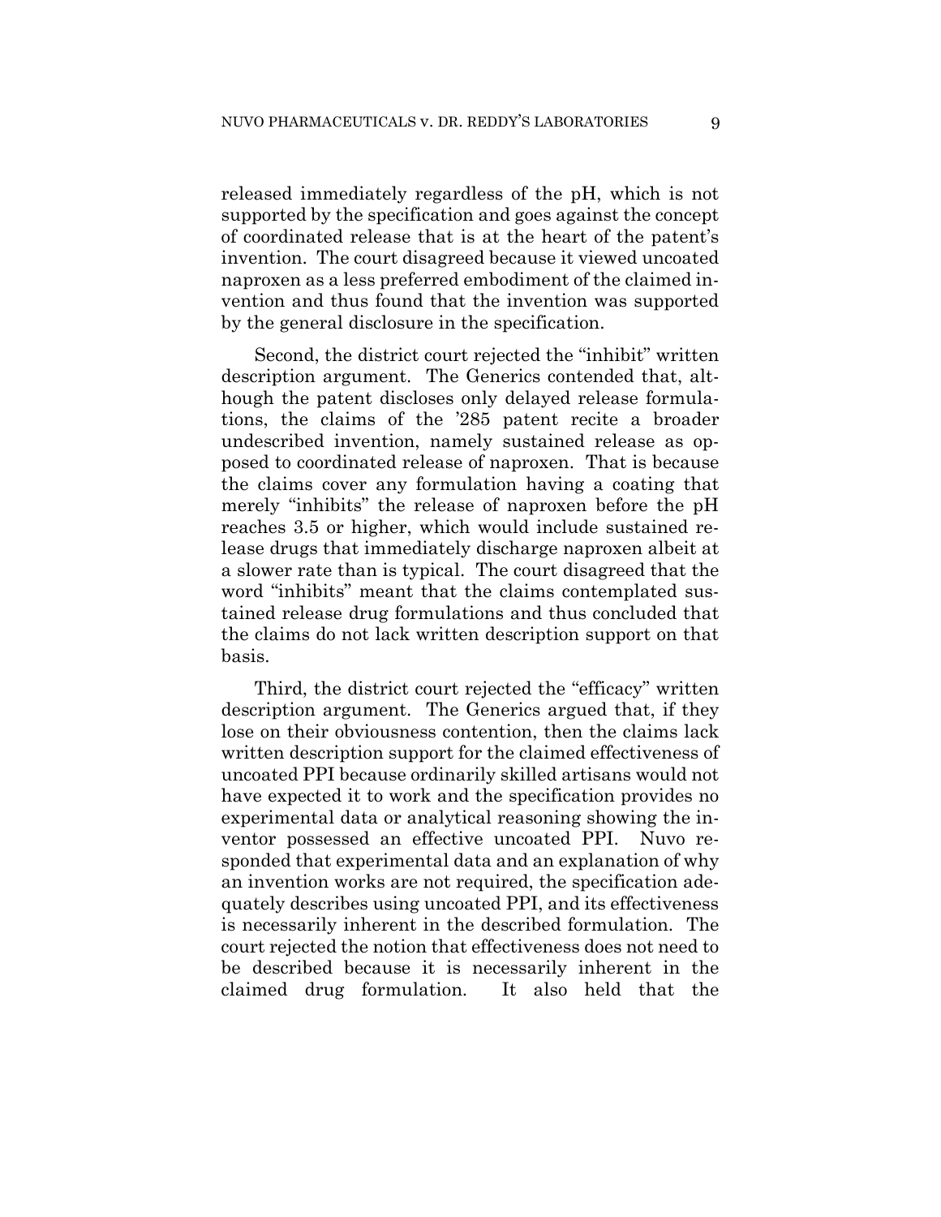released immediately regardless of the pH, which is not supported by the specification and goes against the concept of coordinated release that is at the heart of the patent's invention. The court disagreed because it viewed uncoated naproxen as a less preferred embodiment of the claimed invention and thus found that the invention was supported by the general disclosure in the specification.

Second, the district court rejected the "inhibit" written description argument. The Generics contended that, although the patent discloses only delayed release formulations, the claims of the '285 patent recite a broader undescribed invention, namely sustained release as opposed to coordinated release of naproxen. That is because the claims cover any formulation having a coating that merely "inhibits" the release of naproxen before the pH reaches 3.5 or higher, which would include sustained release drugs that immediately discharge naproxen albeit at a slower rate than is typical. The court disagreed that the word "inhibits" meant that the claims contemplated sustained release drug formulations and thus concluded that the claims do not lack written description support on that basis.

Third, the district court rejected the "efficacy" written description argument. The Generics argued that, if they lose on their obviousness contention, then the claims lack written description support for the claimed effectiveness of uncoated PPI because ordinarily skilled artisans would not have expected it to work and the specification provides no experimental data or analytical reasoning showing the inventor possessed an effective uncoated PPI. Nuvo responded that experimental data and an explanation of why an invention works are not required, the specification adequately describes using uncoated PPI, and its effectiveness is necessarily inherent in the described formulation. The court rejected the notion that effectiveness does not need to be described because it is necessarily inherent in the claimed drug formulation. It also held that the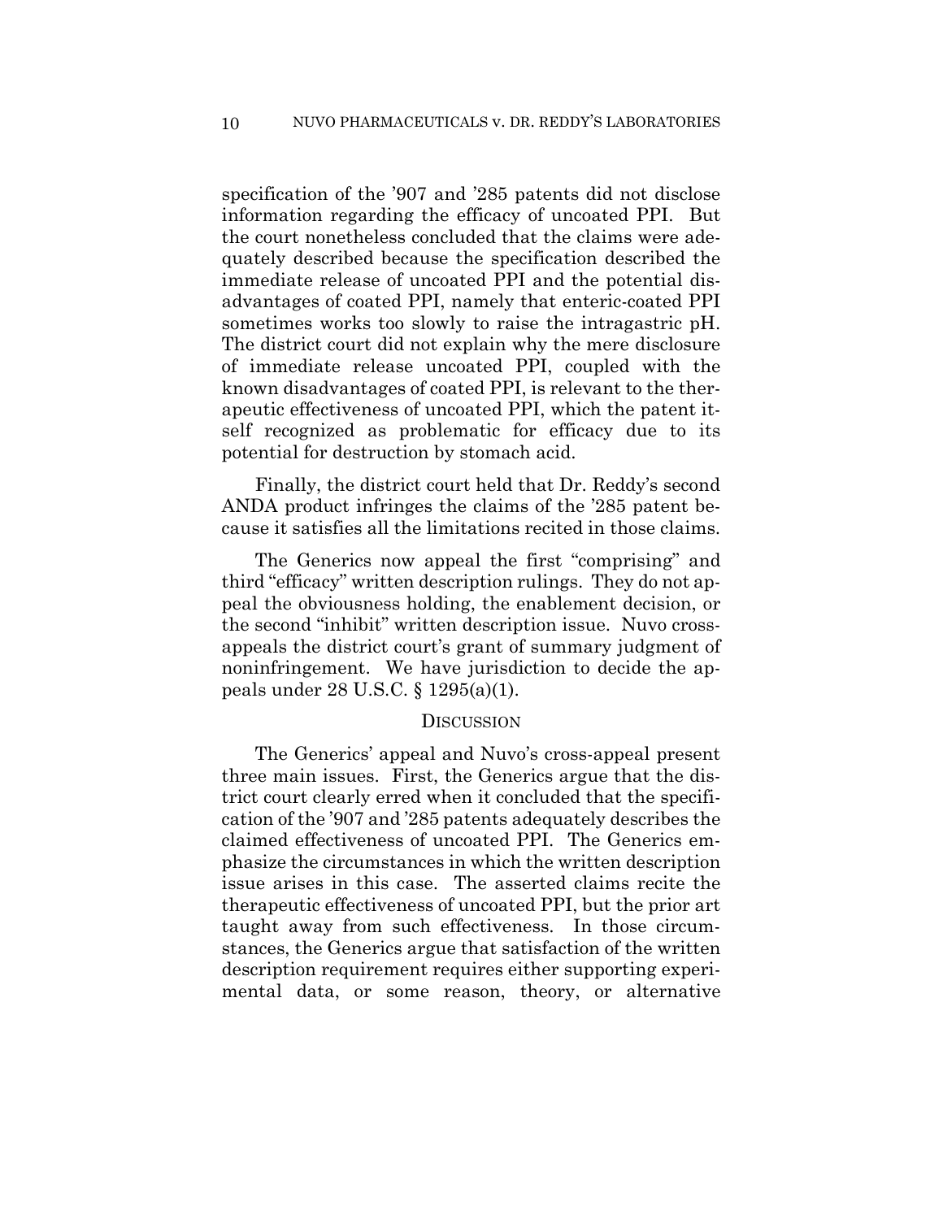specification of the '907 and '285 patents did not disclose information regarding the efficacy of uncoated PPI. But the court nonetheless concluded that the claims were adequately described because the specification described the immediate release of uncoated PPI and the potential disadvantages of coated PPI, namely that enteric-coated PPI sometimes works too slowly to raise the intragastric pH. The district court did not explain why the mere disclosure of immediate release uncoated PPI, coupled with the known disadvantages of coated PPI, is relevant to the therapeutic effectiveness of uncoated PPI, which the patent itself recognized as problematic for efficacy due to its potential for destruction by stomach acid.

Finally, the district court held that Dr. Reddy's second ANDA product infringes the claims of the '285 patent because it satisfies all the limitations recited in those claims.

The Generics now appeal the first "comprising" and third "efficacy" written description rulings. They do not appeal the obviousness holding, the enablement decision, or the second "inhibit" written description issue. Nuvo cross-appeals the district court's grant of summary judgment of noninfringement. We have jurisdiction to decide the appeals under 28 U.S.C. § 1295(a)(1).

## DISCUSSION

The Generics' appeal and Nuvo's cross-appeal present three main issues. First, the Generics argue that the district court clearly erred when it concluded that the specification of the '907 and '285 patents adequately describes the claimed effectiveness of uncoated PPI. The Generics emphasize the circumstances in which the written description issue arises in this case. The asserted claims recite the therapeutic effectiveness of uncoated PPI, but the prior art taught away from such effectiveness. In those circumstances, the Generics argue that satisfaction of the written description requirement requires either supporting experimental data, or some reason, theory, or alternative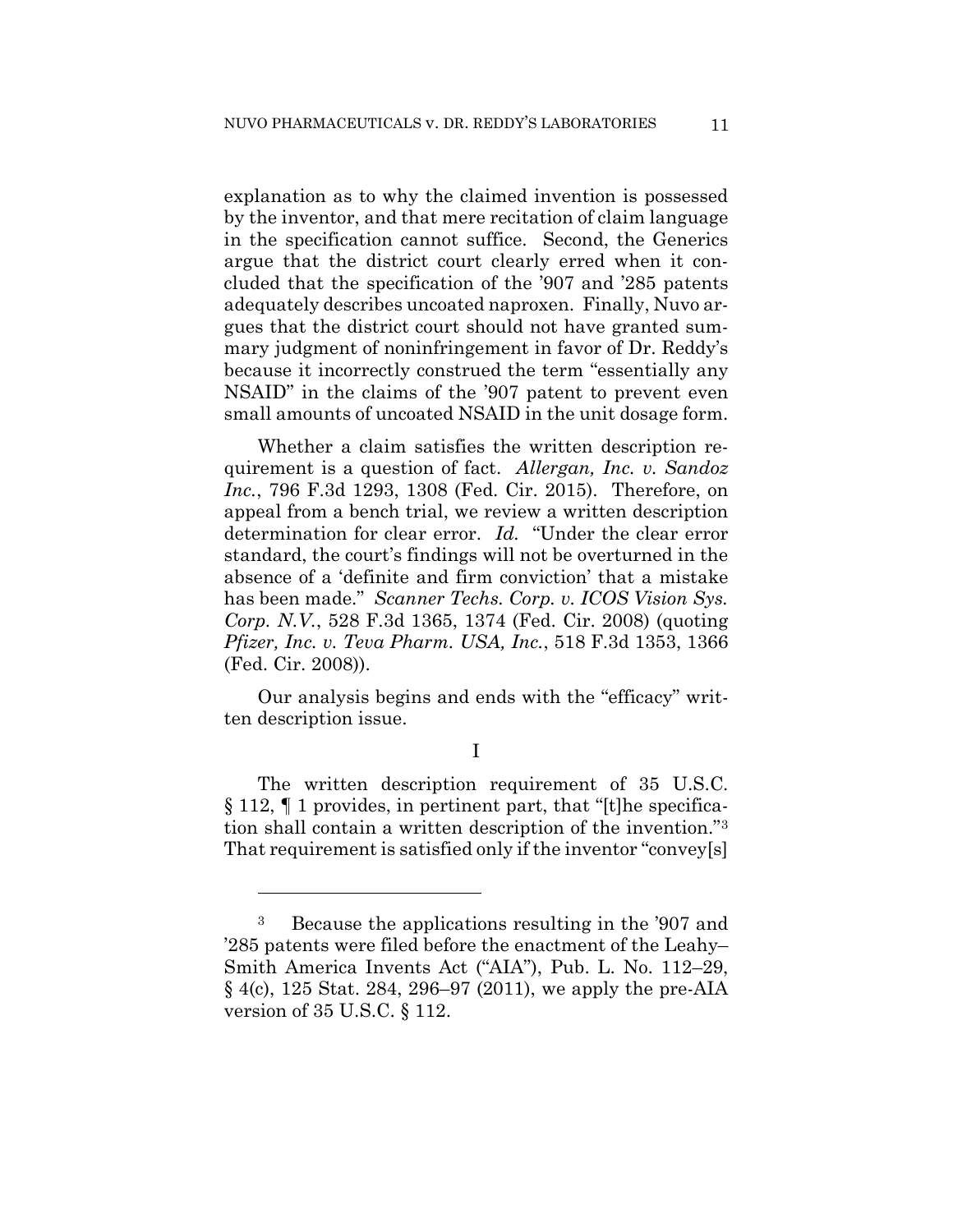explanation as to why the claimed invention is possessed by the inventor, and that mere recitation of claim language in the specification cannot suffice. Second, the Generics argue that the district court clearly erred when it concluded that the specification of the '907 and '285 patents adequately describes uncoated naproxen. Finally, Nuvo argues that the district court should not have granted summary judgment of noninfringement in favor of Dr. Reddy's because it incorrectly construed the term "essentially any NSAID" in the claims of the '907 patent to prevent even small amounts of uncoated NSAID in the unit dosage form.

Whether a claim satisfies the written description requirement is a question of fact. *Allergan, Inc. v. Sandoz Inc.*, 796 F.3d 1293, 1308 (Fed. Cir. 2015). Therefore, on appeal from a bench trial, we review a written description determination for clear error. *Id.* "Under the clear error standard, the court's findings will not be overturned in the absence of a 'definite and firm conviction' that a mistake has been made." *Scanner Techs. Corp. v. ICOS Vision Sys. Corp. N.V.*, 528 F.3d 1365, 1374 (Fed. Cir. 2008) (quoting *Pfizer, Inc. v. Teva Pharm. USA, Inc.*, 518 F.3d 1353, 1366 (Fed. Cir. 2008)).

Our analysis begins and ends with the "efficacy" written description issue.

I

The written description requirement of 35 U.S.C. § 112, ¶ 1 provides, in pertinent part, that "[t]he specification shall contain a written description of the invention."[3] That requirement is satisfied only if the inventor "convey[s]

[3] Because the applications resulting in the '907 and '285 patents were filed before the enactment of the Leahy–Smith America Invents Act ("AIA"), Pub. L. No. 112–29, § 4(c), 125 Stat. 284, 296–97 (2011), we apply the pre-AIA version of 35 U.S.C. § 112.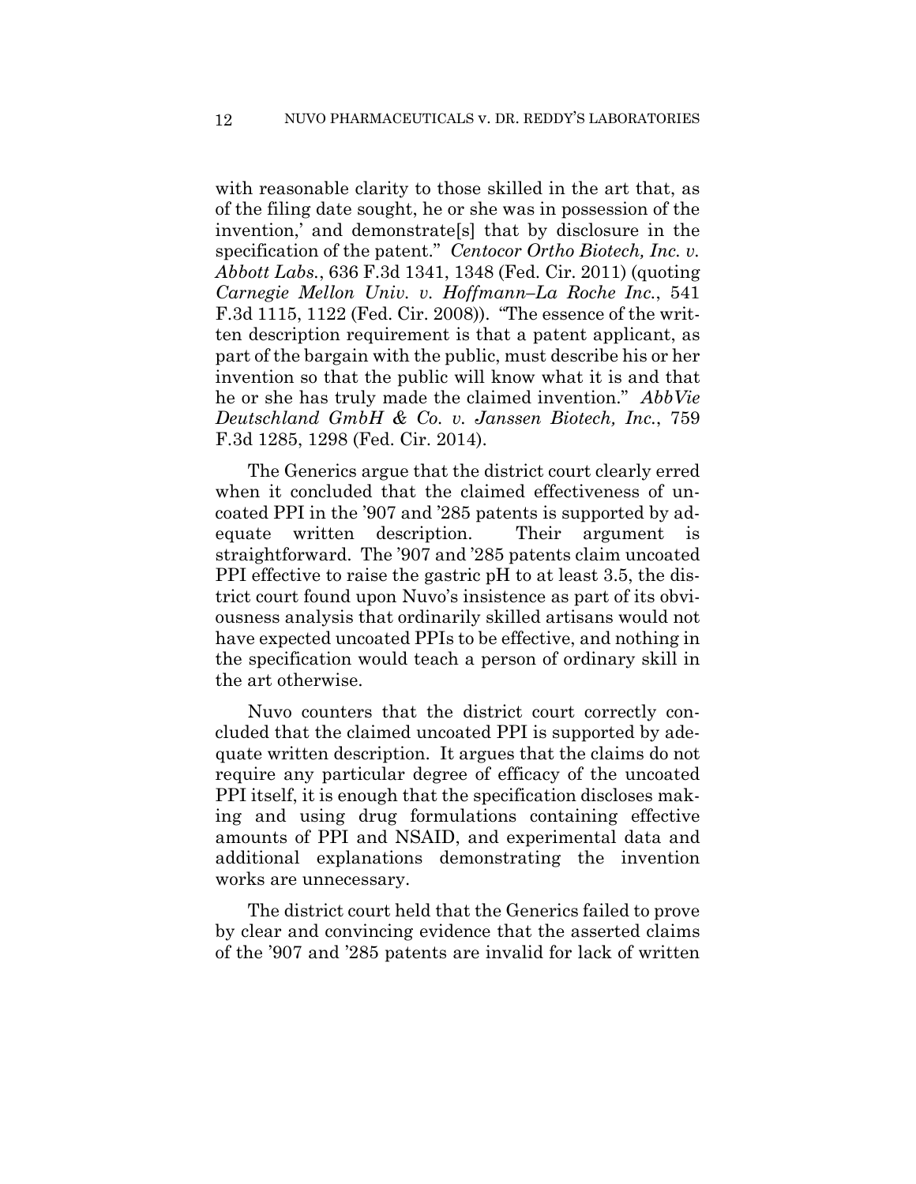with reasonable clarity to those skilled in the art that, as of the filing date sought, he or she was in possession of the invention,' and demonstrate[s] that by disclosure in the specification of the patent." *Centocor Ortho Biotech, Inc. v. Abbott Labs.*, 636 F.3d 1341, 1348 (Fed. Cir. 2011) (quoting *Carnegie Mellon Univ. v. Hoffmann–La Roche Inc.*, 541 F.3d 1115, 1122 (Fed. Cir. 2008)). "The essence of the written description requirement is that a patent applicant, as part of the bargain with the public, must describe his or her invention so that the public will know what it is and that he or she has truly made the claimed invention." *AbbVie Deutschland GmbH & Co. v. Janssen Biotech, Inc.*, 759 F.3d 1285, 1298 (Fed. Cir. 2014).

The Generics argue that the district court clearly erred when it concluded that the claimed effectiveness of uncoated PPI in the '907 and '285 patents is supported by adequate written description. Their argument is straightforward. The '907 and '285 patents claim uncoated PPI effective to raise the gastric pH to at least 3.5, the district court found upon Nuvo's insistence as part of its obviousness analysis that ordinarily skilled artisans would not have expected uncoated PPIs to be effective, and nothing in the specification would teach a person of ordinary skill in the art otherwise.

Nuvo counters that the district court correctly concluded that the claimed uncoated PPI is supported by adequate written description. It argues that the claims do not require any particular degree of efficacy of the uncoated PPI itself, it is enough that the specification discloses making and using drug formulations containing effective amounts of PPI and NSAID, and experimental data and additional explanations demonstrating the invention works are unnecessary.

The district court held that the Generics failed to prove by clear and convincing evidence that the asserted claims of the '907 and '285 patents are invalid for lack of written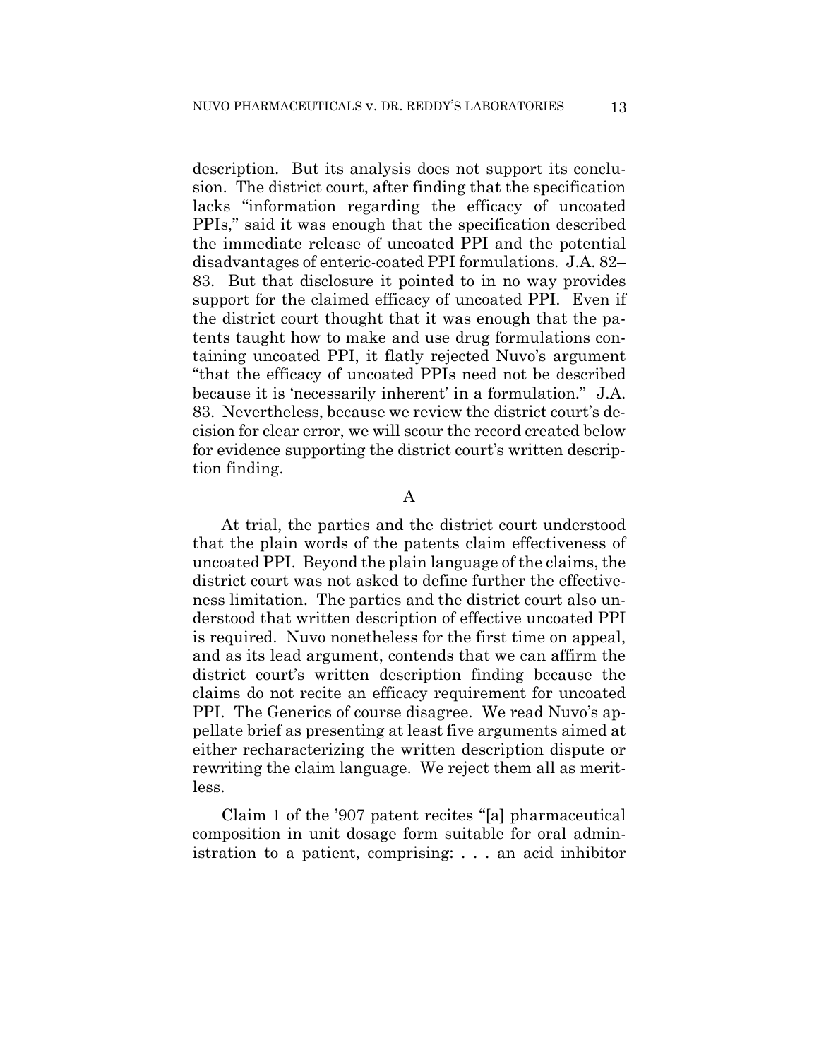description. But its analysis does not support its conclusion. The district court, after finding that the specification lacks "information regarding the efficacy of uncoated PPIs," said it was enough that the specification described the immediate release of uncoated PPI and the potential disadvantages of enteric-coated PPI formulations. J.A. 82–83. But that disclosure it pointed to in no way provides support for the claimed efficacy of uncoated PPI. Even if the district court thought that it was enough that the patents taught how to make and use drug formulations containing uncoated PPI, it flatly rejected Nuvo's argument "that the efficacy of uncoated PPIs need not be described because it is 'necessarily inherent' in a formulation." J.A. 83. Nevertheless, because we review the district court's decision for clear error, we will scour the record created below for evidence supporting the district court's written description finding.

### A

At trial, the parties and the district court understood that the plain words of the patents claim effectiveness of uncoated PPI. Beyond the plain language of the claims, the district court was not asked to define further the effectiveness limitation. The parties and the district court also understood that written description of effective uncoated PPI is required. Nuvo nonetheless for the first time on appeal, and as its lead argument, contends that we can affirm the district court's written description finding because the claims do not recite an efficacy requirement for uncoated PPI. The Generics of course disagree. We read Nuvo's appellate brief as presenting at least five arguments aimed at either recharacterizing the written description dispute or rewriting the claim language. We reject them all as meritless.

Claim 1 of the '907 patent recites "[a] pharmaceutical composition in unit dosage form suitable for oral administration to a patient, comprising: . . . an acid inhibitor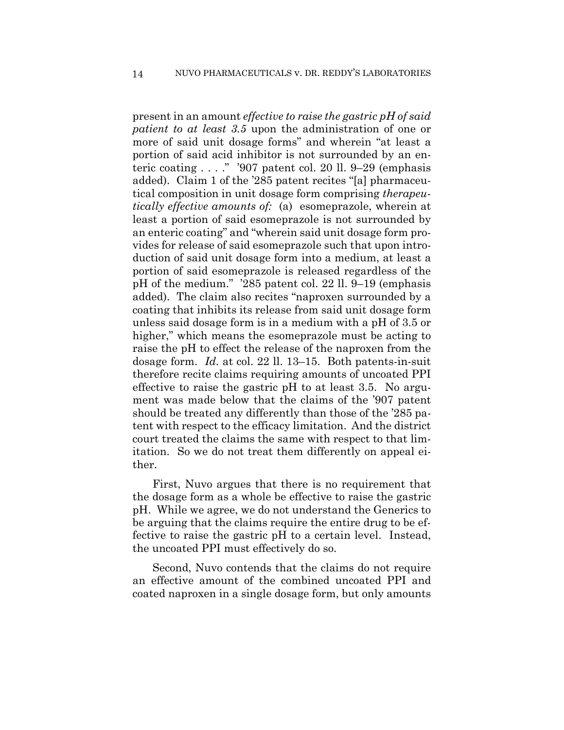present in an amount *effective to raise the gastric pH of said patient to at least 3.5* upon the administration of one or more of said unit dosage forms" and wherein "at least a portion of said acid inhibitor is not surrounded by an enteric coating . . . ." '907 patent col. 20 ll. 9–29 (emphasis added). Claim 1 of the '285 patent recites "[a] pharmaceutical composition in unit dosage form comprising *therapeutically effective amounts of:* (a) esomeprazole, wherein at least a portion of said esomeprazole is not surrounded by an enteric coating" and "wherein said unit dosage form provides for release of said esomeprazole such that upon introduction of said unit dosage form into a medium, at least a portion of said esomeprazole is released regardless of the pH of the medium." '285 patent col. 22 ll. 9–19 (emphasis added). The claim also recites "naproxen surrounded by a coating that inhibits its release from said unit dosage form unless said dosage form is in a medium with a pH of 3.5 or higher," which means the esomeprazole must be acting to raise the pH to effect the release of the naproxen from the dosage form. *Id.* at col. 22 ll. 13–15. Both patents-in-suit therefore recite claims requiring amounts of uncoated PPI effective to raise the gastric pH to at least 3.5. No argument was made below that the claims of the '907 patent should be treated any differently than those of the '285 patent with respect to the efficacy limitation. And the district court treated the claims the same with respect to that limitation. So we do not treat them differently on appeal either.

First, Nuvo argues that there is no requirement that the dosage form as a whole be effective to raise the gastric pH. While we agree, we do not understand the Generics to be arguing that the claims require the entire drug to be effective to raise the gastric pH to a certain level. Instead, the uncoated PPI must effectively do so.

Second, Nuvo contends that the claims do not require an effective amount of the combined uncoated PPI and coated naproxen in a single dosage form, but only amounts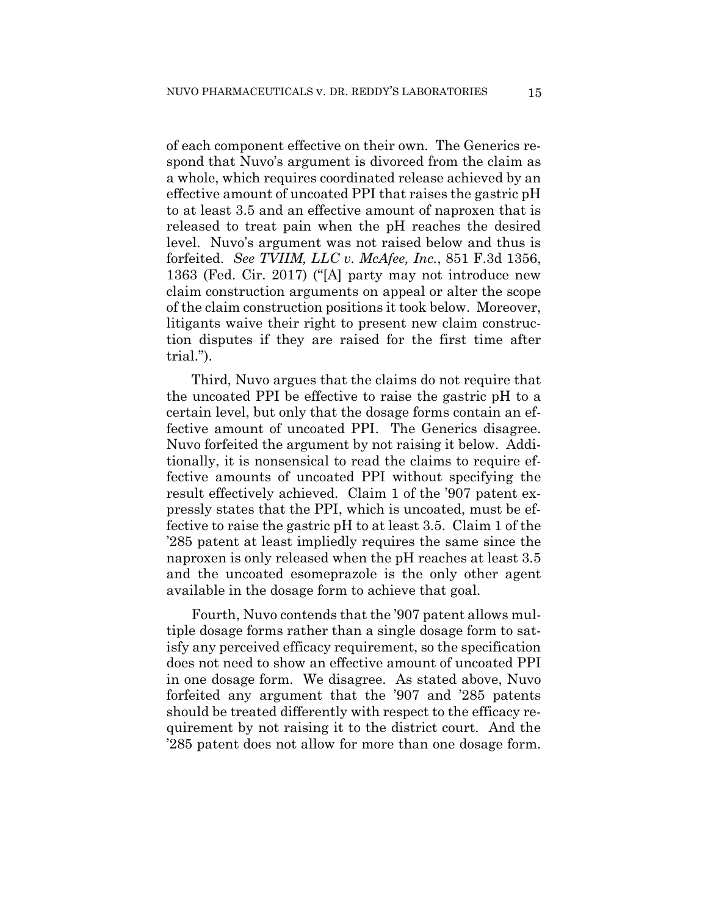of each component effective on their own. The Generics respond that Nuvo's argument is divorced from the claim as a whole, which requires coordinated release achieved by an effective amount of uncoated PPI that raises the gastric pH to at least 3.5 and an effective amount of naproxen that is released to treat pain when the pH reaches the desired level. Nuvo's argument was not raised below and thus is forfeited. *See TVIIM, LLC v. McAfee, Inc.*, 851 F.3d 1356, 1363 (Fed. Cir. 2017) ("[A] party may not introduce new claim construction arguments on appeal or alter the scope of the claim construction positions it took below. Moreover, litigants waive their right to present new claim construction disputes if they are raised for the first time after trial.").

Third, Nuvo argues that the claims do not require that the uncoated PPI be effective to raise the gastric pH to a certain level, but only that the dosage forms contain an effective amount of uncoated PPI. The Generics disagree. Nuvo forfeited the argument by not raising it below. Additionally, it is nonsensical to read the claims to require effective amounts of uncoated PPI without specifying the result effectively achieved. Claim 1 of the '907 patent expressly states that the PPI, which is uncoated, must be effective to raise the gastric pH to at least 3.5. Claim 1 of the '285 patent at least impliedly requires the same since the naproxen is only released when the pH reaches at least 3.5 and the uncoated esomeprazole is the only other agent available in the dosage form to achieve that goal.

Fourth, Nuvo contends that the '907 patent allows multiple dosage forms rather than a single dosage form to satisfy any perceived efficacy requirement, so the specification does not need to show an effective amount of uncoated PPI in one dosage form. We disagree. As stated above, Nuvo forfeited any argument that the '907 and '285 patents should be treated differently with respect to the efficacy requirement by not raising it to the district court. And the '285 patent does not allow for more than one dosage form.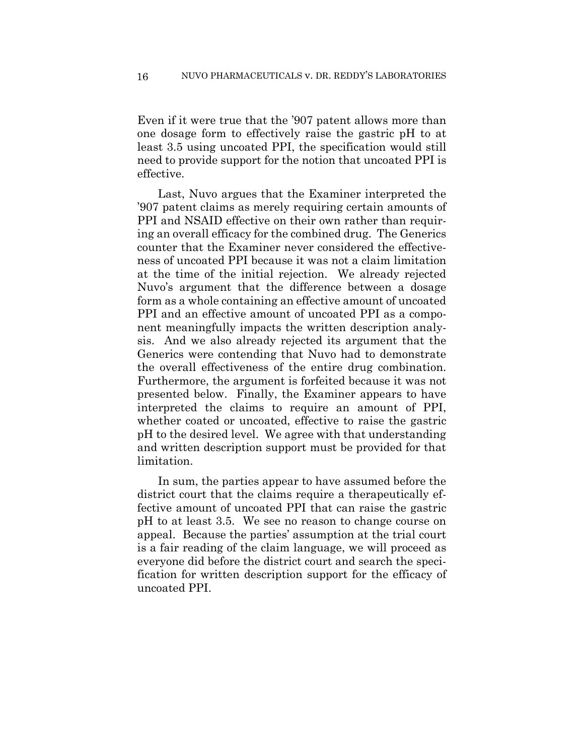Even if it were true that the '907 patent allows more than one dosage form to effectively raise the gastric pH to at least 3.5 using uncoated PPI, the specification would still need to provide support for the notion that uncoated PPI is effective.

Last, Nuvo argues that the Examiner interpreted the '907 patent claims as merely requiring certain amounts of PPI and NSAID effective on their own rather than requiring an overall efficacy for the combined drug. The Generics counter that the Examiner never considered the effectiveness of uncoated PPI because it was not a claim limitation at the time of the initial rejection. We already rejected Nuvo's argument that the difference between a dosage form as a whole containing an effective amount of uncoated PPI and an effective amount of uncoated PPI as a component meaningfully impacts the written description analysis. And we also already rejected its argument that the Generics were contending that Nuvo had to demonstrate the overall effectiveness of the entire drug combination. Furthermore, the argument is forfeited because it was not presented below. Finally, the Examiner appears to have interpreted the claims to require an amount of PPI, whether coated or uncoated, effective to raise the gastric pH to the desired level. We agree with that understanding and written description support must be provided for that limitation.

In sum, the parties appear to have assumed before the district court that the claims require a therapeutically effective amount of uncoated PPI that can raise the gastric pH to at least 3.5. We see no reason to change course on appeal. Because the parties' assumption at the trial court is a fair reading of the claim language, we will proceed as everyone did before the district court and search the specification for written description support for the efficacy of uncoated PPI.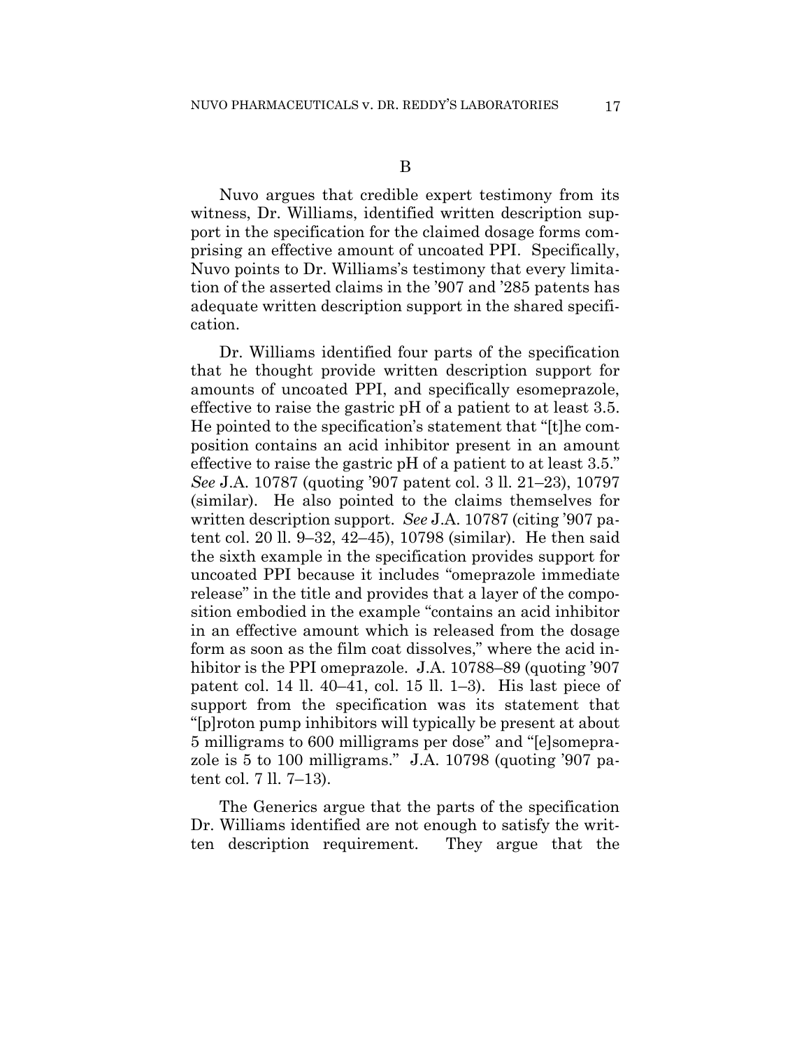## B

Nuvo argues that credible expert testimony from its witness, Dr. Williams, identified written description support in the specification for the claimed dosage forms comprising an effective amount of uncoated PPI. Specifically, Nuvo points to Dr. Williams's testimony that every limitation of the asserted claims in the '907 and '285 patents has adequate written description support in the shared specification.

Dr. Williams identified four parts of the specification that he thought provide written description support for amounts of uncoated PPI, and specifically esomeprazole, effective to raise the gastric pH of a patient to at least 3.5. He pointed to the specification's statement that "[t]he composition contains an acid inhibitor present in an amount effective to raise the gastric pH of a patient to at least 3.5." *See* J.A. 10787 (quoting '907 patent col. 3 ll. 21–23), 10797 (similar). He also pointed to the claims themselves for written description support. *See* J.A. 10787 (citing '907 patent col. 20 ll. 9–32, 42–45), 10798 (similar). He then said the sixth example in the specification provides support for uncoated PPI because it includes "omeprazole immediate release" in the title and provides that a layer of the composition embodied in the example "contains an acid inhibitor in an effective amount which is released from the dosage form as soon as the film coat dissolves," where the acid inhibitor is the PPI omeprazole. J.A. 10788–89 (quoting '907 patent col. 14 ll. 40–41, col. 15 ll. 1–3). His last piece of support from the specification was its statement that "[p]roton pump inhibitors will typically be present at about 5 milligrams to 600 milligrams per dose" and "[e]someprazole is 5 to 100 milligrams." J.A. 10798 (quoting '907 patent col. 7 ll. 7–13).

The Generics argue that the parts of the specification Dr. Williams identified are not enough to satisfy the written description requirement. They argue that the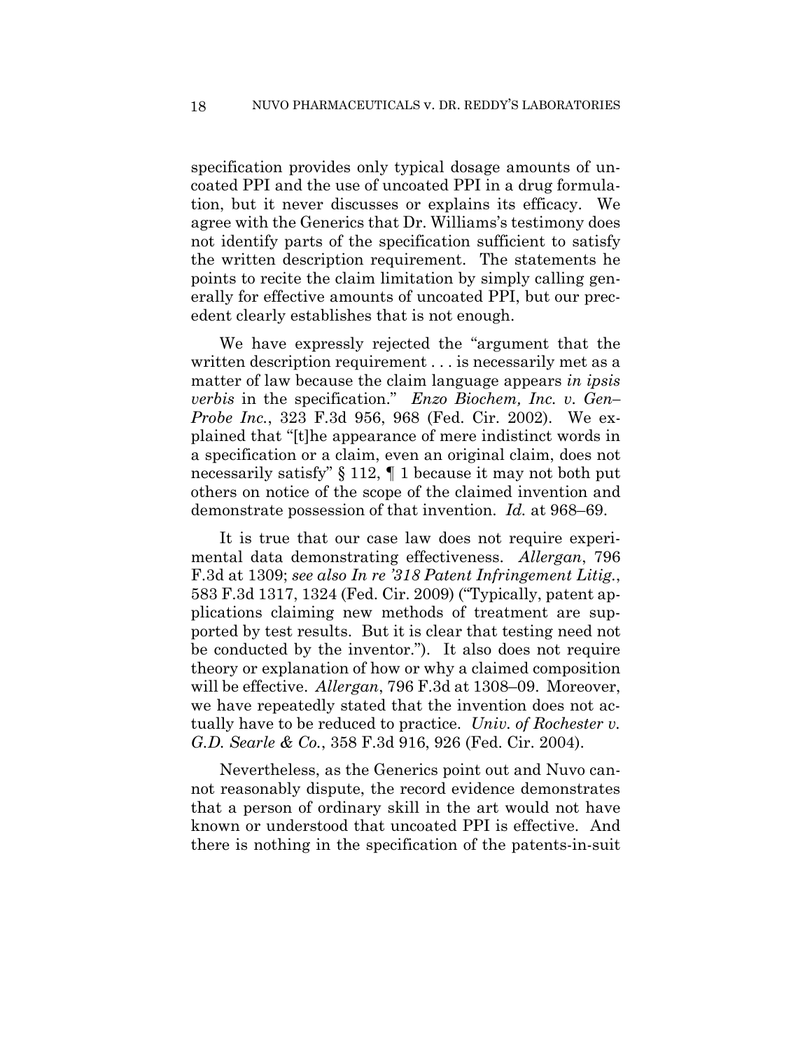specification provides only typical dosage amounts of uncoated PPI and the use of uncoated PPI in a drug formulation, but it never discusses or explains its efficacy. We agree with the Generics that Dr. Williams's testimony does not identify parts of the specification sufficient to satisfy the written description requirement. The statements he points to recite the claim limitation by simply calling generally for effective amounts of uncoated PPI, but our precedent clearly establishes that is not enough.

We have expressly rejected the "argument that the written description requirement . . . is necessarily met as a matter of law because the claim language appears *in ipsis verbis* in the specification." *Enzo Biochem, Inc. v. Gen–Probe Inc.*, 323 F.3d 956, 968 (Fed. Cir. 2002). We explained that "[t]he appearance of mere indistinct words in a specification or a claim, even an original claim, does not necessarily satisfy" § 112, ¶ 1 because it may not both put others on notice of the scope of the claimed invention and demonstrate possession of that invention. *Id.* at 968–69.

It is true that our case law does not require experimental data demonstrating effectiveness. *Allergan*, 796 F.3d at 1309; *see also In re '318 Patent Infringement Litig.*, 583 F.3d 1317, 1324 (Fed. Cir. 2009) ("Typically, patent applications claiming new methods of treatment are supported by test results. But it is clear that testing need not be conducted by the inventor."). It also does not require theory or explanation of how or why a claimed composition will be effective. *Allergan*, 796 F.3d at 1308–09. Moreover, we have repeatedly stated that the invention does not actually have to be reduced to practice. *Univ. of Rochester v. G.D. Searle & Co.*, 358 F.3d 916, 926 (Fed. Cir. 2004).

Nevertheless, as the Generics point out and Nuvo cannot reasonably dispute, the record evidence demonstrates that a person of ordinary skill in the art would not have known or understood that uncoated PPI is effective. And there is nothing in the specification of the patents-in-suit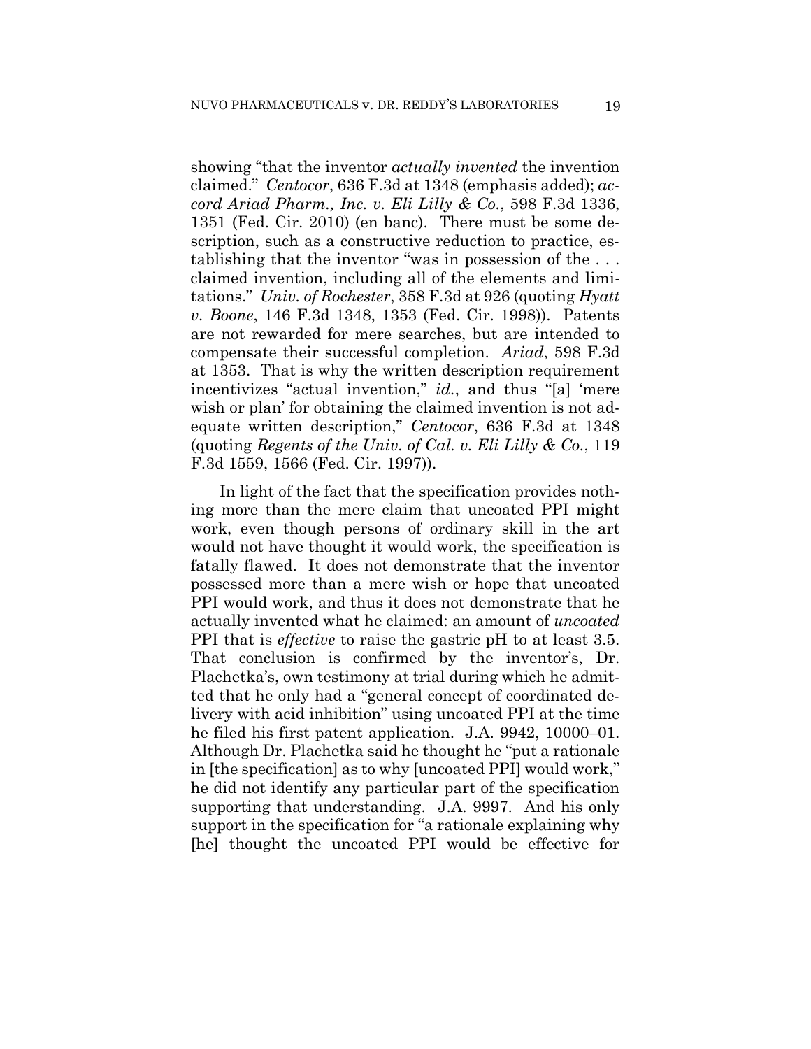showing "that the inventor *actually invented* the invention claimed." *Centocor*, 636 F.3d at 1348 (emphasis added); *accord Ariad Pharm., Inc. v. Eli Lilly & Co.*, 598 F.3d 1336, 1351 (Fed. Cir. 2010) (en banc). There must be some description, such as a constructive reduction to practice, establishing that the inventor "was in possession of the . . . claimed invention, including all of the elements and limitations." *Univ. of Rochester*, 358 F.3d at 926 (quoting *Hyatt v. Boone*, 146 F.3d 1348, 1353 (Fed. Cir. 1998)). Patents are not rewarded for mere searches, but are intended to compensate their successful completion. *Ariad*, 598 F.3d at 1353. That is why the written description requirement incentivizes "actual invention," *id.*, and thus "[a] 'mere wish or plan' for obtaining the claimed invention is not adequate written description," *Centocor*, 636 F.3d at 1348 (quoting *Regents of the Univ. of Cal. v. Eli Lilly & Co.*, 119 F.3d 1559, 1566 (Fed. Cir. 1997)).

In light of the fact that the specification provides nothing more than the mere claim that uncoated PPI might work, even though persons of ordinary skill in the art would not have thought it would work, the specification is fatally flawed. It does not demonstrate that the inventor possessed more than a mere wish or hope that uncoated PPI would work, and thus it does not demonstrate that he actually invented what he claimed: an amount of *uncoated* PPI that is *effective* to raise the gastric pH to at least 3.5. That conclusion is confirmed by the inventor's, Dr. Plachetka's, own testimony at trial during which he admitted that he only had a "general concept of coordinated delivery with acid inhibition" using uncoated PPI at the time he filed his first patent application. J.A. 9942, 10000–01. Although Dr. Plachetka said he thought he "put a rationale in [the specification] as to why [uncoated PPI] would work," he did not identify any particular part of the specification supporting that understanding. J.A. 9997. And his only support in the specification for "a rationale explaining why [he] thought the uncoated PPI would be effective for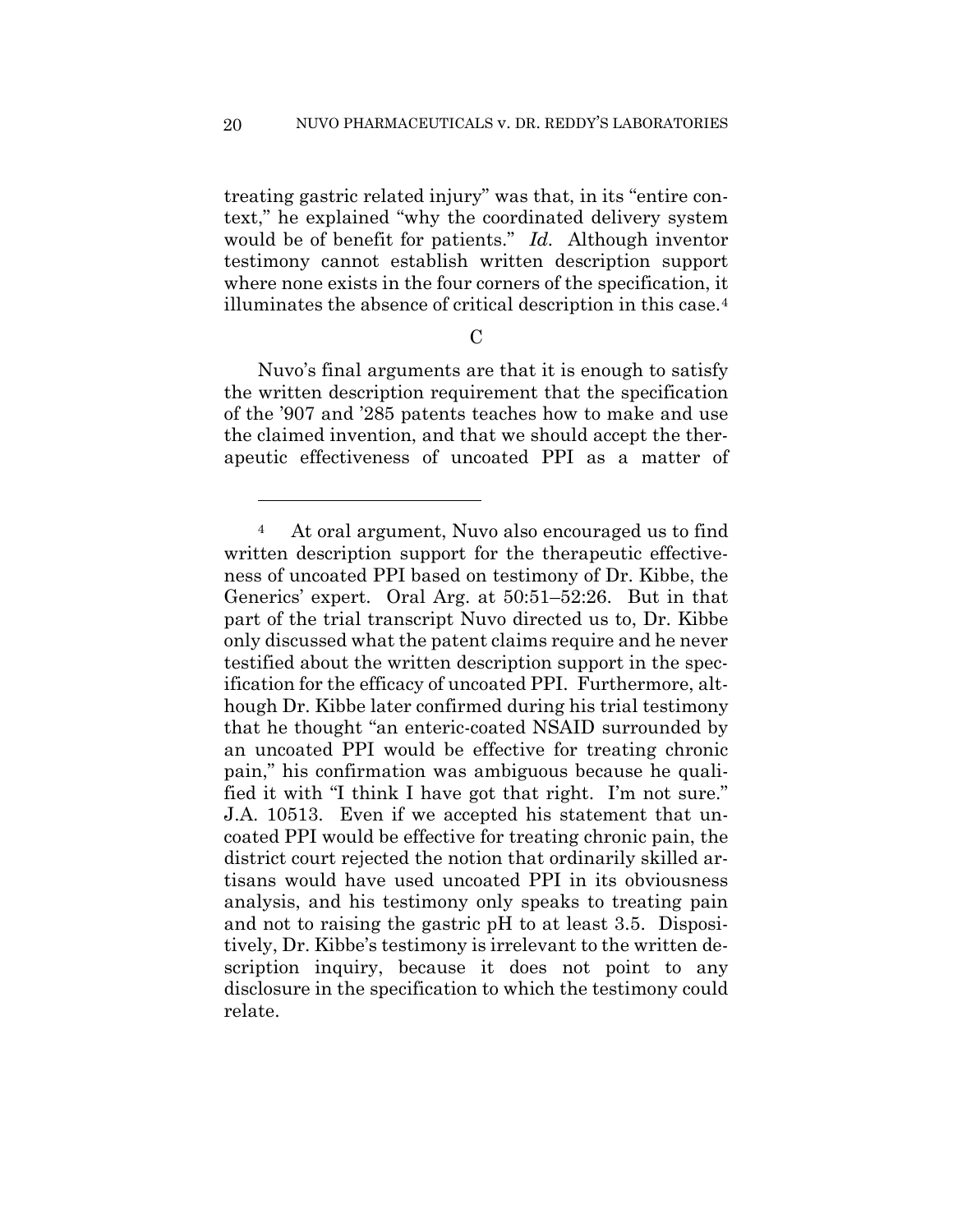treating gastric related injury" was that, in its "entire context," he explained "why the coordinated delivery system would be of benefit for patients." *Id.* Although inventor testimony cannot establish written description support where none exists in the four corners of the specification, it illuminates the absence of critical description in this case.[4]

## C

Nuvo's final arguments are that it is enough to satisfy the written description requirement that the specification of the '907 and '285 patents teaches how to make and use the claimed invention, and that we should accept the therapeutic effectiveness of uncoated PPI as a matter of

---

[4] At oral argument, Nuvo also encouraged us to find written description support for the therapeutic effectiveness of uncoated PPI based on testimony of Dr. Kibbe, the Generics' expert. Oral Arg. at 50:51–52:26. But in that part of the trial transcript Nuvo directed us to, Dr. Kibbe only discussed what the patent claims require and he never testified about the written description support in the specification for the efficacy of uncoated PPI. Furthermore, although Dr. Kibbe later confirmed during his trial testimony that he thought "an enteric-coated NSAID surrounded by an uncoated PPI would be effective for treating chronic pain," his confirmation was ambiguous because he qualified it with "I think I have got that right. I'm not sure." J.A. 10513. Even if we accepted his statement that uncoated PPI would be effective for treating chronic pain, the district court rejected the notion that ordinarily skilled artisans would have used uncoated PPI in its obviousness analysis, and his testimony only speaks to treating pain and not to raising the gastric pH to at least 3.5. Dispositively, Dr. Kibbe's testimony is irrelevant to the written description inquiry, because it does not point to any disclosure in the specification to which the testimony could relate.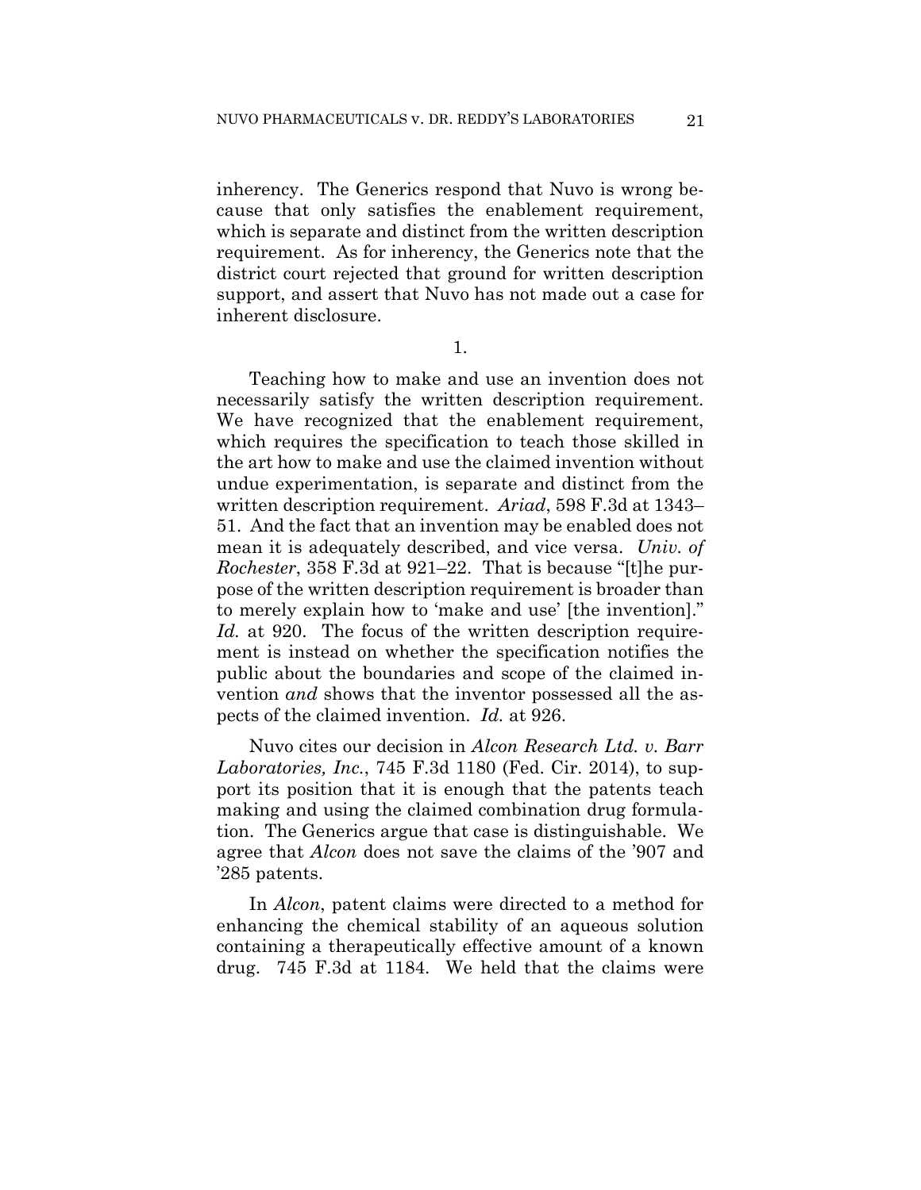inherency. The Generics respond that Nuvo is wrong because that only satisfies the enablement requirement, which is separate and distinct from the written description requirement. As for inherency, the Generics note that the district court rejected that ground for written description support, and assert that Nuvo has not made out a case for inherent disclosure.

1.

Teaching how to make and use an invention does not necessarily satisfy the written description requirement. We have recognized that the enablement requirement, which requires the specification to teach those skilled in the art how to make and use the claimed invention without undue experimentation, is separate and distinct from the written description requirement. *Ariad*, 598 F.3d at 1343–51. And the fact that an invention may be enabled does not mean it is adequately described, and vice versa. *Univ. of Rochester*, 358 F.3d at 921–22. That is because "[t]he purpose of the written description requirement is broader than to merely explain how to 'make and use' [the invention]." *Id.* at 920. The focus of the written description requirement is instead on whether the specification notifies the public about the boundaries and scope of the claimed invention *and* shows that the inventor possessed all the aspects of the claimed invention. *Id.* at 926.

Nuvo cites our decision in *Alcon Research Ltd. v. Barr Laboratories, Inc.*, 745 F.3d 1180 (Fed. Cir. 2014), to support its position that it is enough that the patents teach making and using the claimed combination drug formulation. The Generics argue that case is distinguishable. We agree that *Alcon* does not save the claims of the '907 and '285 patents.

In *Alcon*, patent claims were directed to a method for enhancing the chemical stability of an aqueous solution containing a therapeutically effective amount of a known drug. 745 F.3d at 1184. We held that the claims were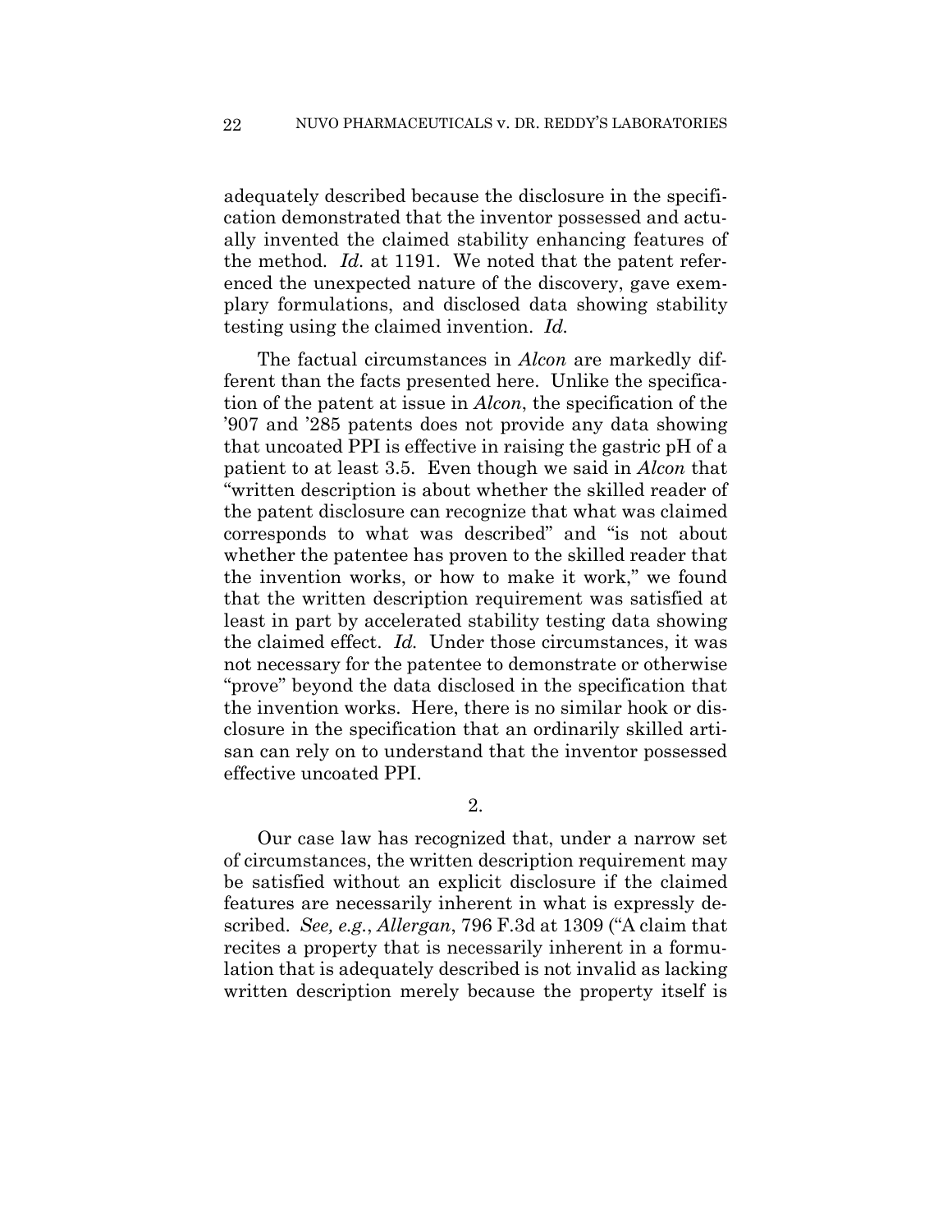adequately described because the disclosure in the specification demonstrated that the inventor possessed and actually invented the claimed stability enhancing features of the method. *Id.* at 1191. We noted that the patent referenced the unexpected nature of the discovery, gave exemplary formulations, and disclosed data showing stability testing using the claimed invention. *Id.*

The factual circumstances in *Alcon* are markedly different than the facts presented here. Unlike the specification of the patent at issue in *Alcon*, the specification of the '907 and '285 patents does not provide any data showing that uncoated PPI is effective in raising the gastric pH of a patient to at least 3.5. Even though we said in *Alcon* that "written description is about whether the skilled reader of the patent disclosure can recognize that what was claimed corresponds to what was described" and "is not about whether the patentee has proven to the skilled reader that the invention works, or how to make it work," we found that the written description requirement was satisfied at least in part by accelerated stability testing data showing the claimed effect. *Id.* Under those circumstances, it was not necessary for the patentee to demonstrate or otherwise "prove" beyond the data disclosed in the specification that the invention works. Here, there is no similar hook or disclosure in the specification that an ordinarily skilled artisan can rely on to understand that the inventor possessed effective uncoated PPI.

2.

Our case law has recognized that, under a narrow set of circumstances, the written description requirement may be satisfied without an explicit disclosure if the claimed features are necessarily inherent in what is expressly described. *See, e.g.*, *Allergan*, 796 F.3d at 1309 ("A claim that recites a property that is necessarily inherent in a formulation that is adequately described is not invalid as lacking written description merely because the property itself is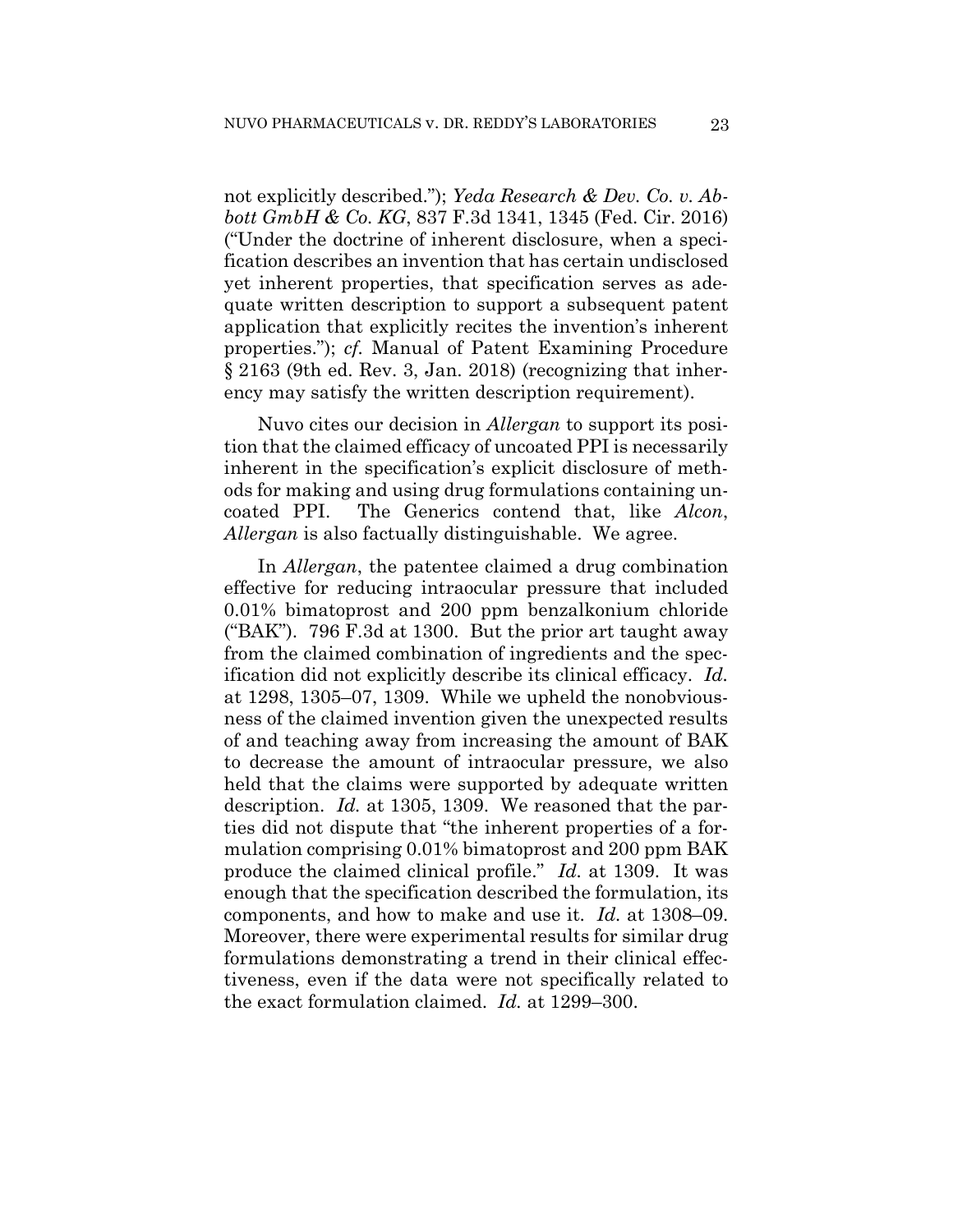not explicitly described."); *Yeda Research & Dev. Co. v. Abbott GmbH & Co. KG*, 837 F.3d 1341, 1345 (Fed. Cir. 2016) ("Under the doctrine of inherent disclosure, when a specification describes an invention that has certain undisclosed yet inherent properties, that specification serves as adequate written description to support a subsequent patent application that explicitly recites the invention's inherent properties."); *cf.* Manual of Patent Examining Procedure § 2163 (9th ed. Rev. 3, Jan. 2018) (recognizing that inherency may satisfy the written description requirement).

Nuvo cites our decision in *Allergan* to support its position that the claimed efficacy of uncoated PPI is necessarily inherent in the specification's explicit disclosure of methods for making and using drug formulations containing uncoated PPI. The Generics contend that, like *Alcon*, *Allergan* is also factually distinguishable. We agree.

In *Allergan*, the patentee claimed a drug combination effective for reducing intraocular pressure that included 0.01% bimatoprost and 200 ppm benzalkonium chloride ("BAK"). 796 F.3d at 1300. But the prior art taught away from the claimed combination of ingredients and the specification did not explicitly describe its clinical efficacy. *Id.* at 1298, 1305–07, 1309. While we upheld the nonobviousness of the claimed invention given the unexpected results of and teaching away from increasing the amount of BAK to decrease the amount of intraocular pressure, we also held that the claims were supported by adequate written description. *Id.* at 1305, 1309. We reasoned that the parties did not dispute that "the inherent properties of a formulation comprising 0.01% bimatoprost and 200 ppm BAK produce the claimed clinical profile." *Id.* at 1309. It was enough that the specification described the formulation, its components, and how to make and use it. *Id.* at 1308–09. Moreover, there were experimental results for similar drug formulations demonstrating a trend in their clinical effectiveness, even if the data were not specifically related to the exact formulation claimed. *Id.* at 1299–300.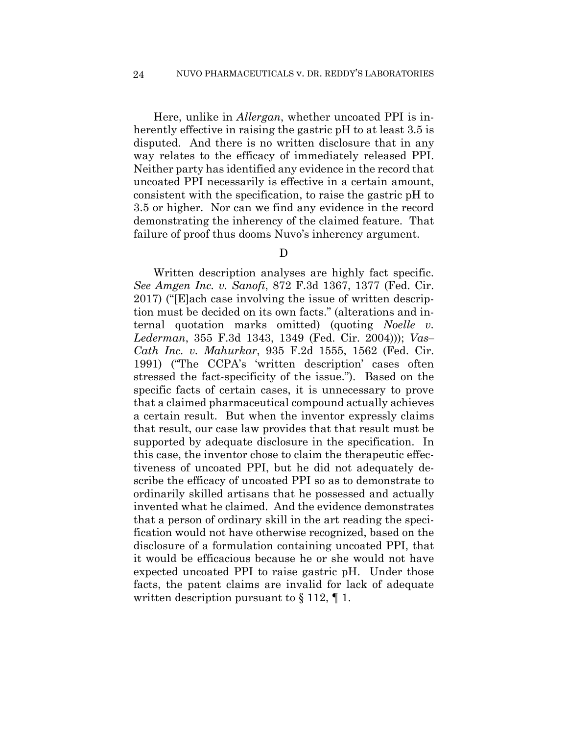Here, unlike in *Allergan*, whether uncoated PPI is inherently effective in raising the gastric pH to at least 3.5 is disputed. And there is no written disclosure that in any way relates to the efficacy of immediately released PPI. Neither party has identified any evidence in the record that uncoated PPI necessarily is effective in a certain amount, consistent with the specification, to raise the gastric pH to 3.5 or higher. Nor can we find any evidence in the record demonstrating the inherency of the claimed feature. That failure of proof thus dooms Nuvo's inherency argument.

D

Written description analyses are highly fact specific. *See Amgen Inc. v. Sanofi*, 872 F.3d 1367, 1377 (Fed. Cir. 2017) ("[E]ach case involving the issue of written description must be decided on its own facts." (alterations and internal quotation marks omitted) (quoting *Noelle v. Lederman*, 355 F.3d 1343, 1349 (Fed. Cir. 2004))); *Vas–Cath Inc. v. Mahurkar*, 935 F.2d 1555, 1562 (Fed. Cir. 1991) ("The CCPA's 'written description' cases often stressed the fact-specificity of the issue."). Based on the specific facts of certain cases, it is unnecessary to prove that a claimed pharmaceutical compound actually achieves a certain result. But when the inventor expressly claims that result, our case law provides that that result must be supported by adequate disclosure in the specification. In this case, the inventor chose to claim the therapeutic effectiveness of uncoated PPI, but he did not adequately describe the efficacy of uncoated PPI so as to demonstrate to ordinarily skilled artisans that he possessed and actually invented what he claimed. And the evidence demonstrates that a person of ordinary skill in the art reading the specification would not have otherwise recognized, based on the disclosure of a formulation containing uncoated PPI, that it would be efficacious because he or she would not have expected uncoated PPI to raise gastric pH. Under those facts, the patent claims are invalid for lack of adequate written description pursuant to § 112, ¶ 1.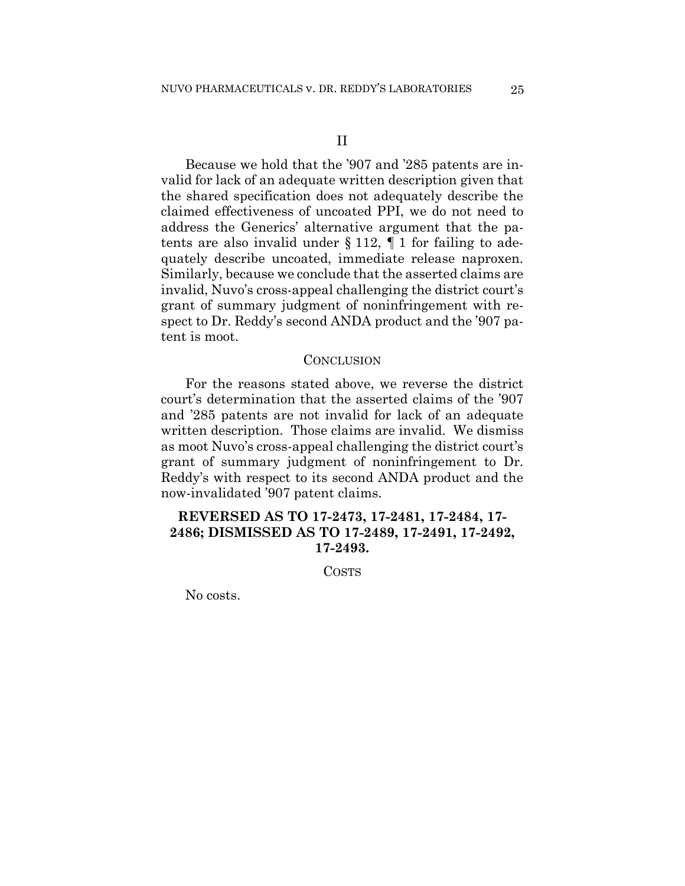## II

Because we hold that the '907 and '285 patents are invalid for lack of an adequate written description given that the shared specification does not adequately describe the claimed effectiveness of uncoated PPI, we do not need to address the Generics' alternative argument that the patents are also invalid under § 112, ¶ 1 for failing to adequately describe uncoated, immediate release naproxen. Similarly, because we conclude that the asserted claims are invalid, Nuvo's cross-appeal challenging the district court's grant of summary judgment of noninfringement with respect to Dr. Reddy's second ANDA product and the '907 patent is moot.

## CONCLUSION

For the reasons stated above, we reverse the district court's determination that the asserted claims of the '907 and '285 patents are not invalid for lack of an adequate written description. Those claims are invalid. We dismiss as moot Nuvo's cross-appeal challenging the district court's grant of summary judgment of noninfringement to Dr. Reddy's with respect to its second ANDA product and the now-invalidated '907 patent claims.

**REVERSED AS TO 17-2473, 17-2481, 17-2484, 17-2486; DISMISSED AS TO 17-2489, 17-2491, 17-2492, 17-2493.**

## COSTS

No costs.